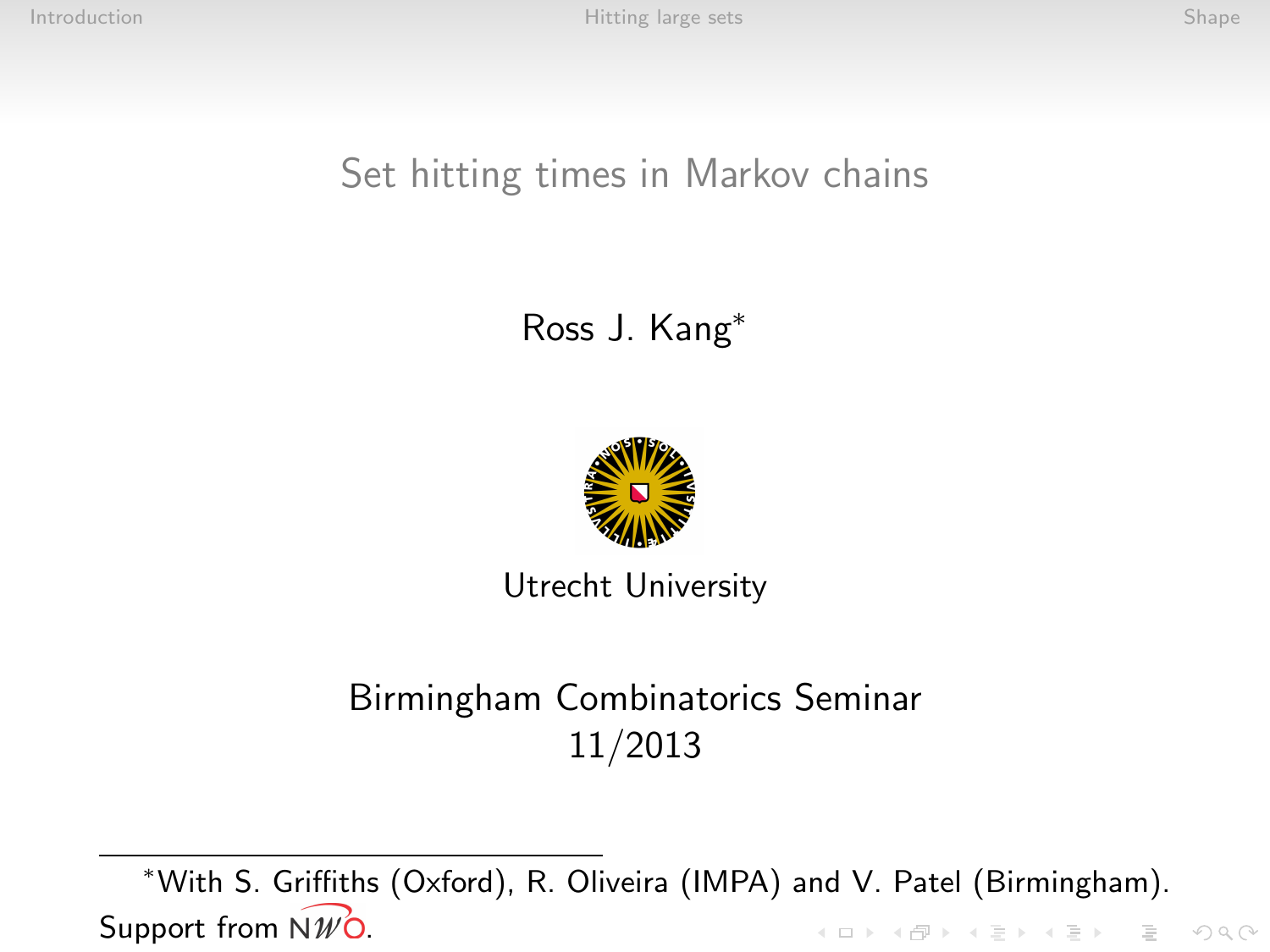# Set hitting times in Markov chains

Ross J. Kang*

Utrecht University

Birmingham Combinatorics Seminar
11/2013

*With S. Griffiths (Oxford), R. Oliveira (IMPA) and V. Patel (Birmingham). Support from NWO.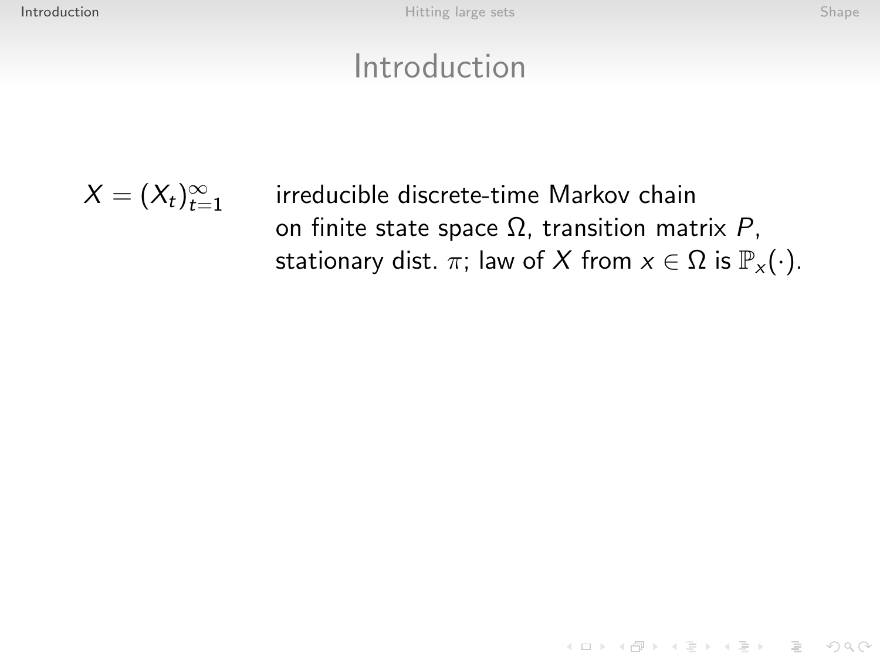# Introduction

$X = (X_t)_{t=1}^{\infty}$ irreducible discrete-time Markov chain on finite state space $\Omega$, transition matrix $P$, stationary dist. $\pi$; law of $X$ from $x \in \Omega$ is $\mathbb{P}_x(\cdot)$.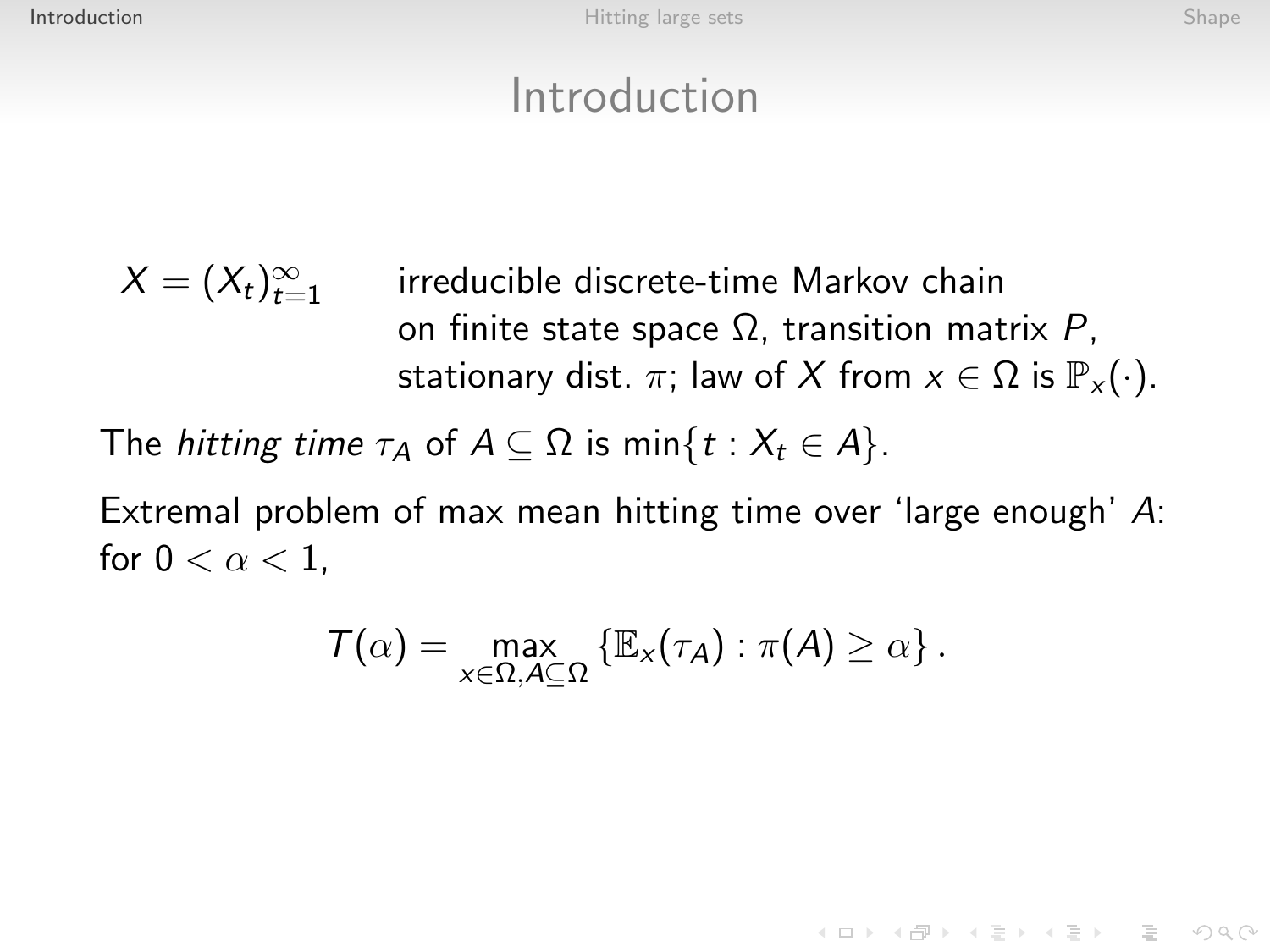# Introduction

$X = (X_t)_{t=1}^{\infty}$ irreducible discrete-time Markov chain on finite state space $\Omega$, transition matrix $P$, stationary dist. $\pi$; law of $X$ from $x \in \Omega$ is $\mathbb{P}_x(\cdot)$.

The *hitting time* $\tau_A$ of $A \subseteq \Omega$ is $\min\{t : X_t \in A\}$.

Extremal problem of max mean hitting time over 'large enough' $A$: for $0 < \alpha < 1$,

$$T(\alpha) = \max_{x \in \Omega, A \subseteq \Omega} \{\mathbb{E}_x(\tau_A) : \pi(A) \geq \alpha\}.$$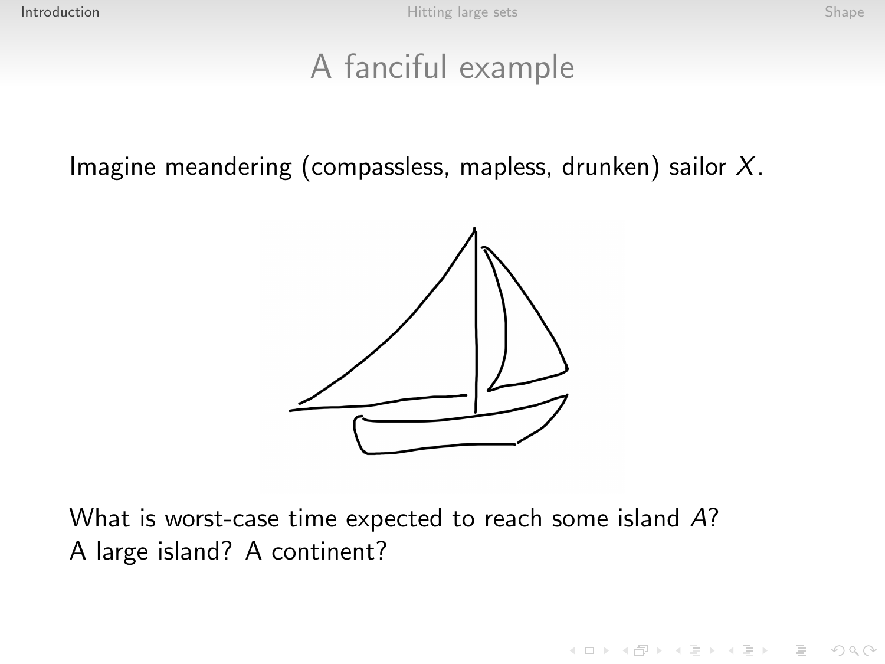# A fanciful example

Imagine meandering (compassless, mapless, drunken) sailor $X$.

What is worst-case time expected to reach some island $A$?
A large island? A continent?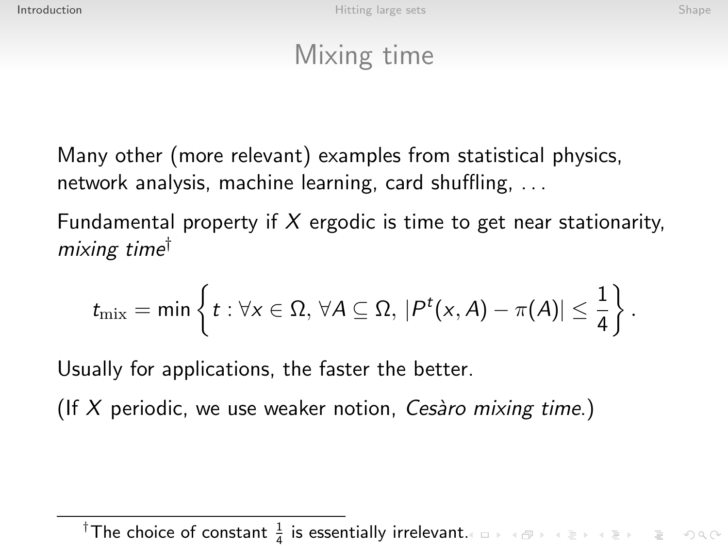# Mixing time

Many other (more relevant) examples from statistical physics, network analysis, machine learning, card shuffling, . . .

Fundamental property if $X$ ergodic is time to get near stationarity, *mixing time*†

$$t_{\mathrm{mix}} = \min\left\{ t : \forall x \in \Omega,\, \forall A \subseteq \Omega,\, |P^t(x, A) - \pi(A)| \leq \frac{1}{4} \right\}.$$

Usually for applications, the faster the better.

(If $X$ periodic, we use weaker notion, *Cesàro mixing time*.)

† The choice of constant $\frac{1}{4}$ is essentially irrelevant.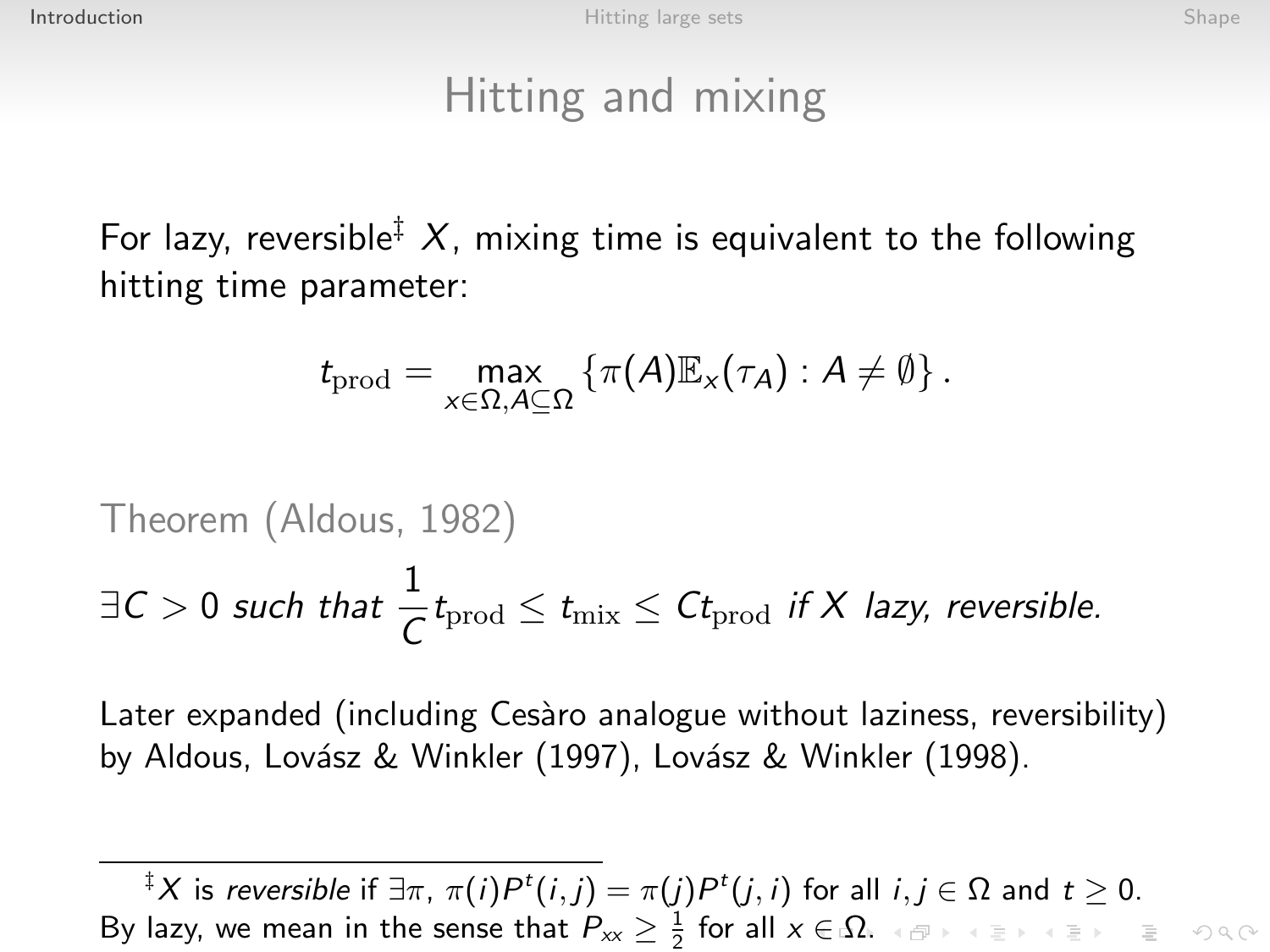# Hitting and mixing

For lazy, reversible[‡] $X$, mixing time is equivalent to the following hitting time parameter:

$$t_{\mathrm{prod}} = \max_{x \in \Omega, A \subseteq \Omega} \left\{ \pi(A) \mathbb{E}_x(\tau_A) : A \neq \emptyset \right\}.$$

Theorem (Aldous, 1982)

*$\exists C > 0$ such that $\frac{1}{C} t_{\mathrm{prod}} \leq t_{\mathrm{mix}} \leq C t_{\mathrm{prod}}$ if $X$ lazy, reversible.*

Later expanded (including Cesàro analogue without laziness, reversibility) by Aldous, Lovász & Winkler (1997), Lovász & Winkler (1998).

---

[‡] $X$ is *reversible* if $\exists \pi$, $\pi(i)P^t(i,j) = \pi(j)P^t(j,i)$ for all $i, j \in \Omega$ and $t \geq 0$. By lazy, we mean in the sense that $P_{xx} \geq \frac{1}{2}$ for all $x \in \Omega$.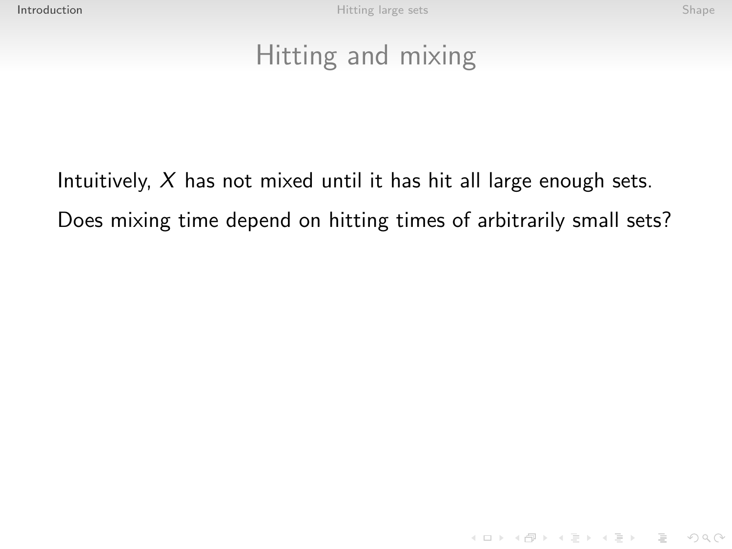# Hitting and mixing

Intuitively, $X$ has not mixed until it has hit all large enough sets.

Does mixing time depend on hitting times of arbitrarily small sets?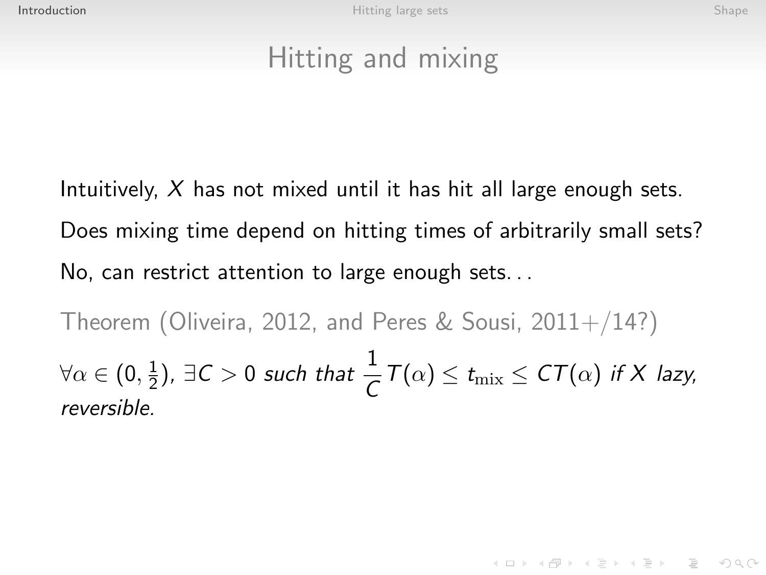# Hitting and mixing

Intuitively, $X$ has not mixed until it has hit all large enough sets.

Does mixing time depend on hitting times of arbitrarily small sets?

No, can restrict attention to large enough sets...

Theorem (Oliveira, 2012, and Peres & Sousi, 2011+/14?)

*$\forall \alpha \in (0, \frac{1}{2})$, $\exists C > 0$ such that $\frac{1}{C} T(\alpha) \leq t_{\mathrm{mix}} \leq C T(\alpha)$ if $X$ lazy, reversible.*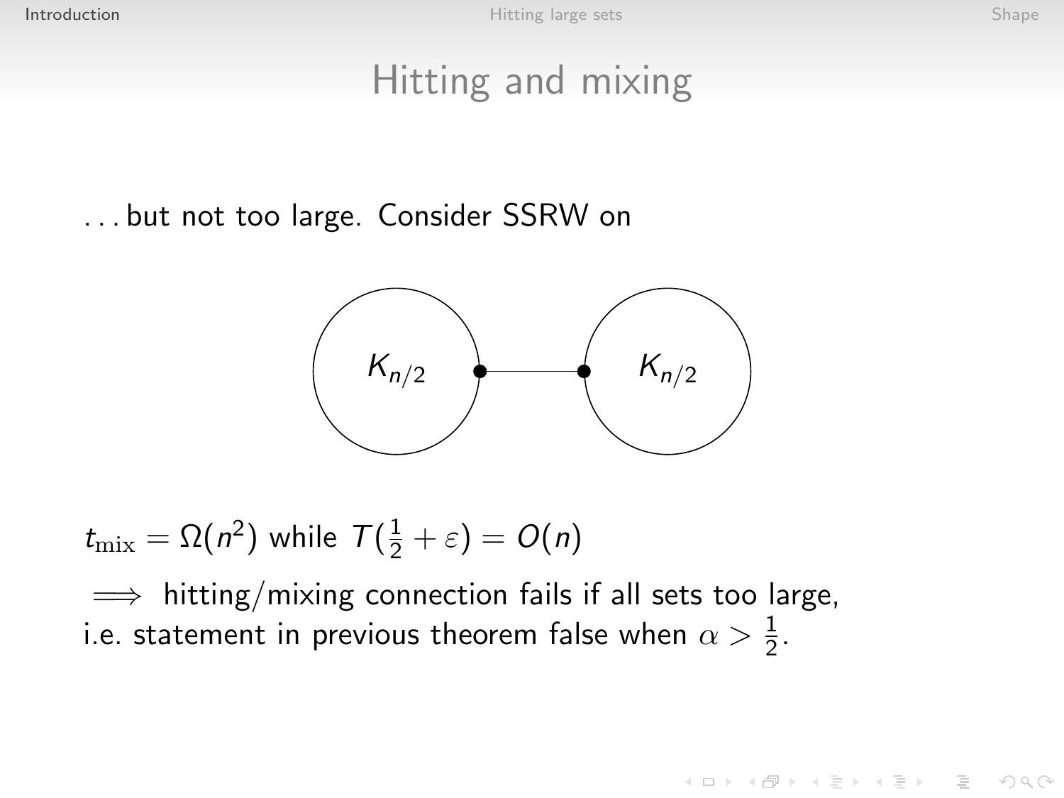# Hitting and mixing

. . . but not too large. Consider SSRW on

$K_{n/2}$ $K_{n/2}$

$t_{\text{mix}} = \Omega(n^2)$ while $T(\frac{1}{2} + \varepsilon) = O(n)$

$\implies$ hitting/mixing connection fails if all sets too large, i.e. statement in previous theorem false when $\alpha > \frac{1}{2}$.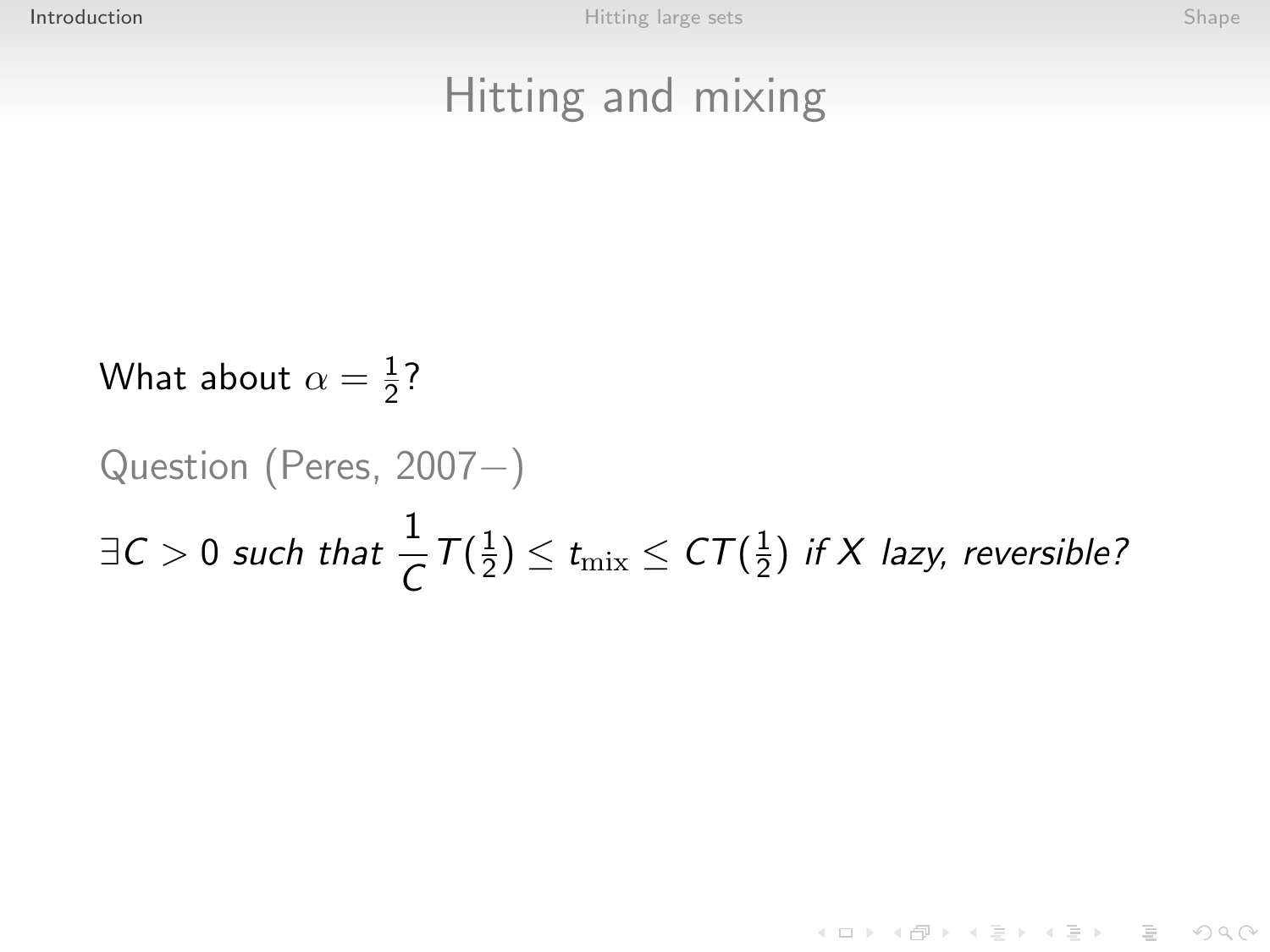# Hitting and mixing

What about $\alpha = \frac{1}{2}$?

Question (Peres, 2007−)

$\exists C > 0$ *such that* $\frac{1}{C} T(\frac{1}{2}) \leq t_{\text{mix}} \leq C T(\frac{1}{2})$ *if* $X$ *lazy, reversible?*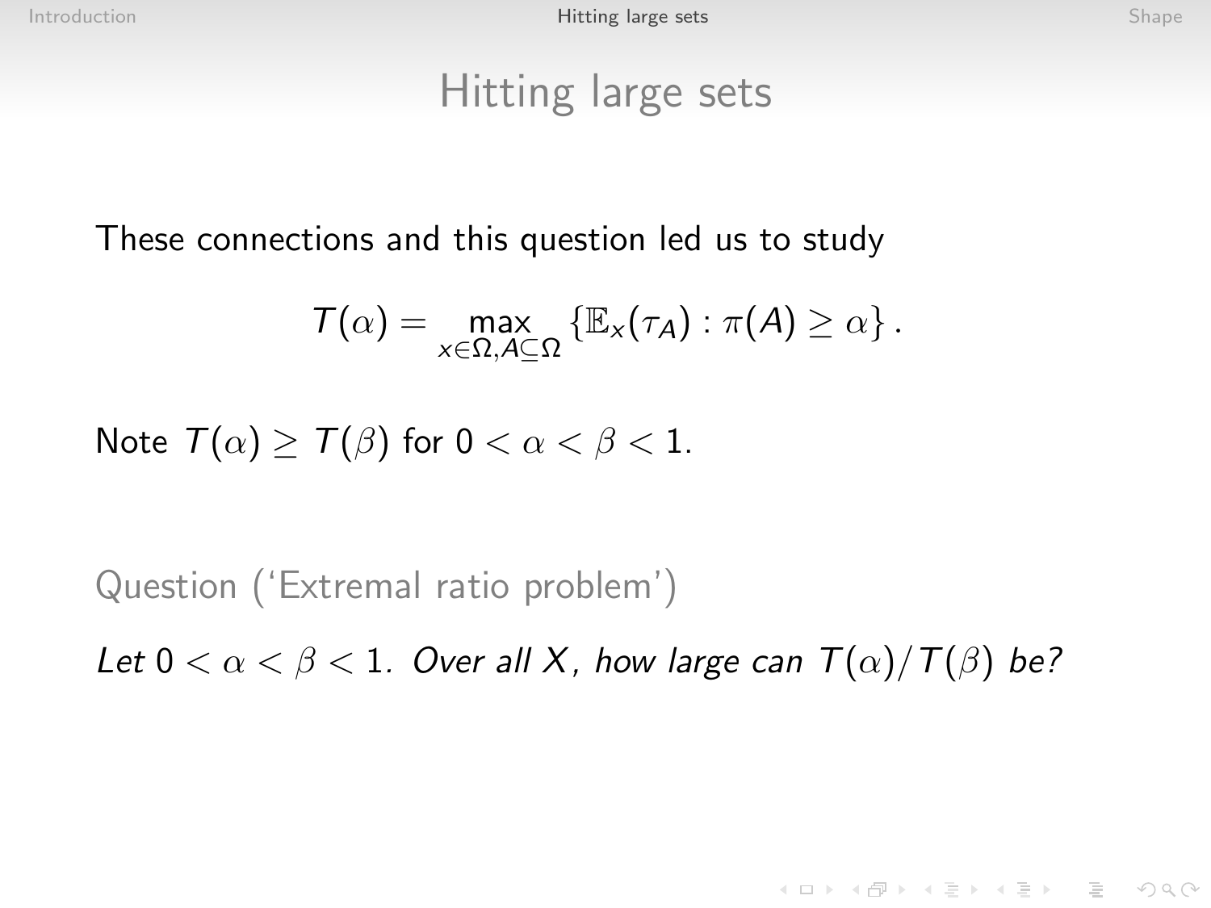# Hitting large sets

These connections and this question led us to study

$$T(\alpha) = \max_{x \in \Omega, A \subseteq \Omega} \left\{ \mathbb{E}_x(\tau_A) : \pi(A) \geq \alpha \right\}.$$

Note $T(\alpha) \geq T(\beta)$ for $0 < \alpha < \beta < 1$.

Question ('Extremal ratio problem')

*Let $0 < \alpha < \beta < 1$. Over all $X$, how large can $T(\alpha)/T(\beta)$ be?*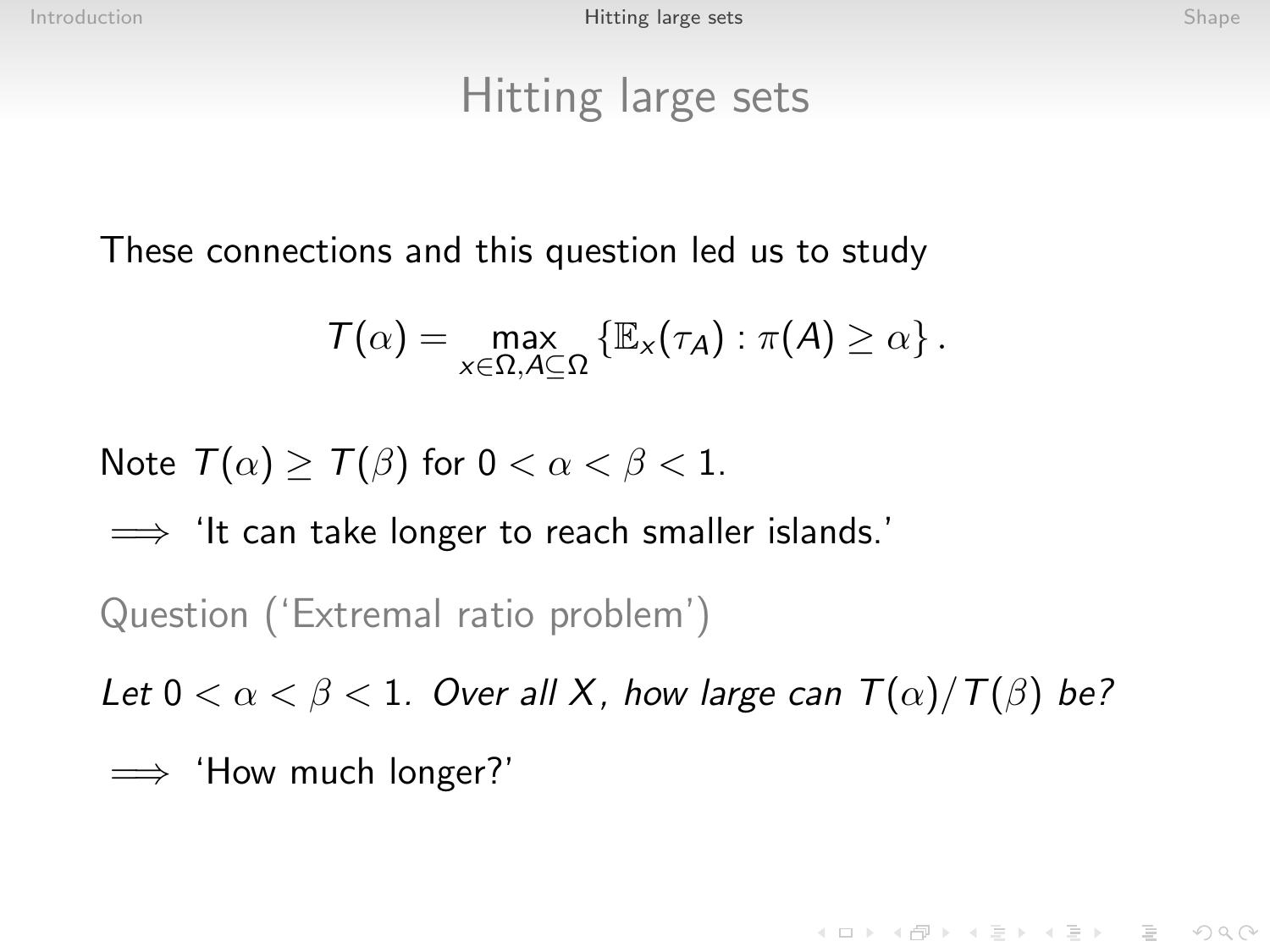# Hitting large sets

These connections and this question led us to study

$$T(\alpha) = \max_{x \in \Omega, A \subseteq \Omega} \{\mathbb{E}_x(\tau_A) : \pi(A) \geq \alpha\}.$$

Note $T(\alpha) \geq T(\beta)$ for $0 < \alpha < \beta < 1$.

$\implies$ 'It can take longer to reach smaller islands.'

Question ('Extremal ratio problem')

*Let* $0 < \alpha < \beta < 1$. *Over all* $X$, *how large can* $T(\alpha)/T(\beta)$ *be?*

$\implies$ 'How much longer?'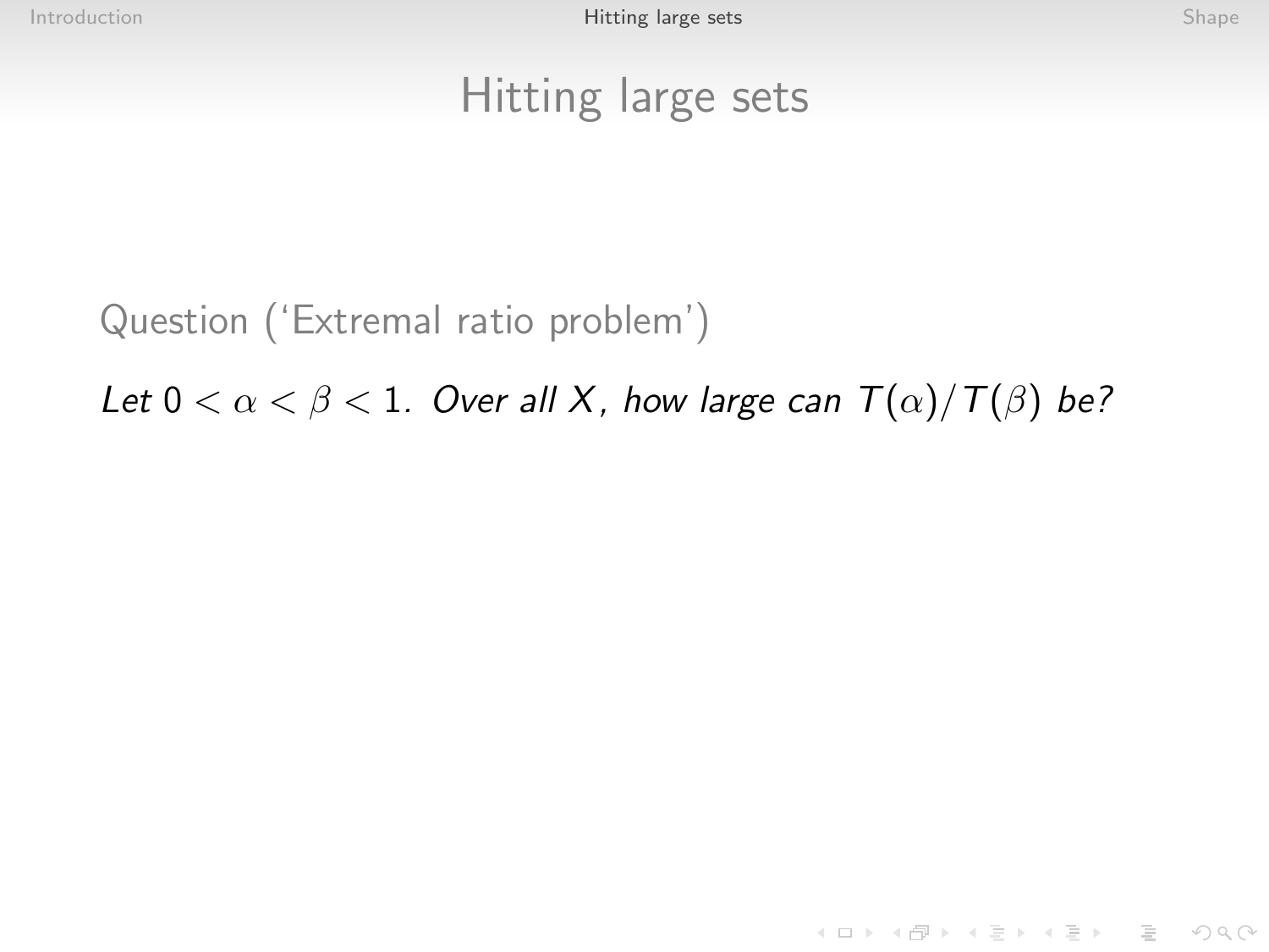# Hitting large sets

Question ('Extremal ratio problem')

*Let $0 < \alpha < \beta < 1$. Over all $X$, how large can $T(\alpha)/T(\beta)$ be?*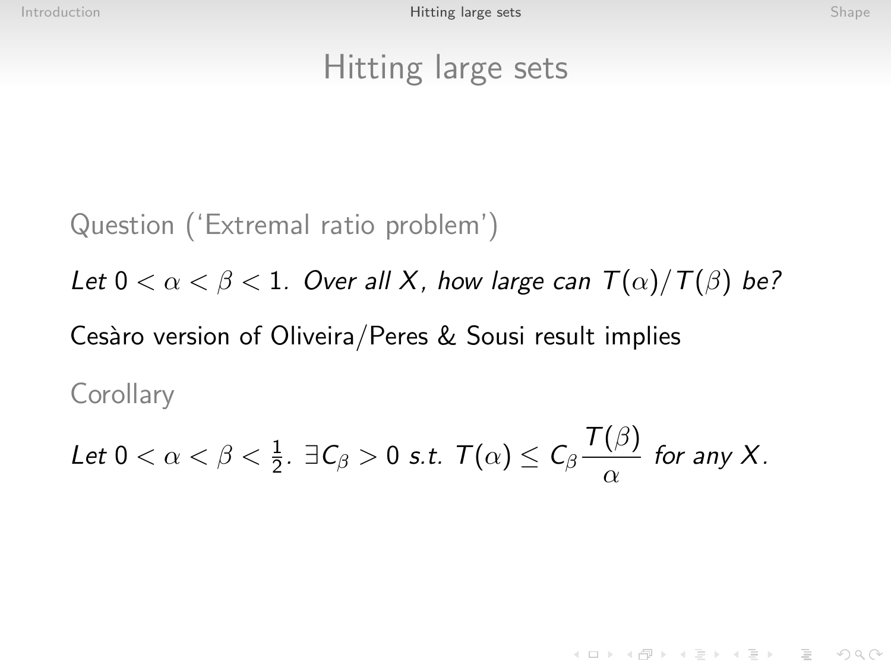# Hitting large sets

**Question** ('Extremal ratio problem')

*Let $0 < \alpha < \beta < 1$. Over all $X$, how large can $T(\alpha)/T(\beta)$ be?*

Cesàro version of Oliveira/Peres & Sousi result implies

**Corollary**

*Let $0 < \alpha < \beta < \frac{1}{2}$. $\exists C_\beta > 0$ s.t. $T(\alpha) \leq C_\beta \dfrac{T(\beta)}{\alpha}$ for any $X$.*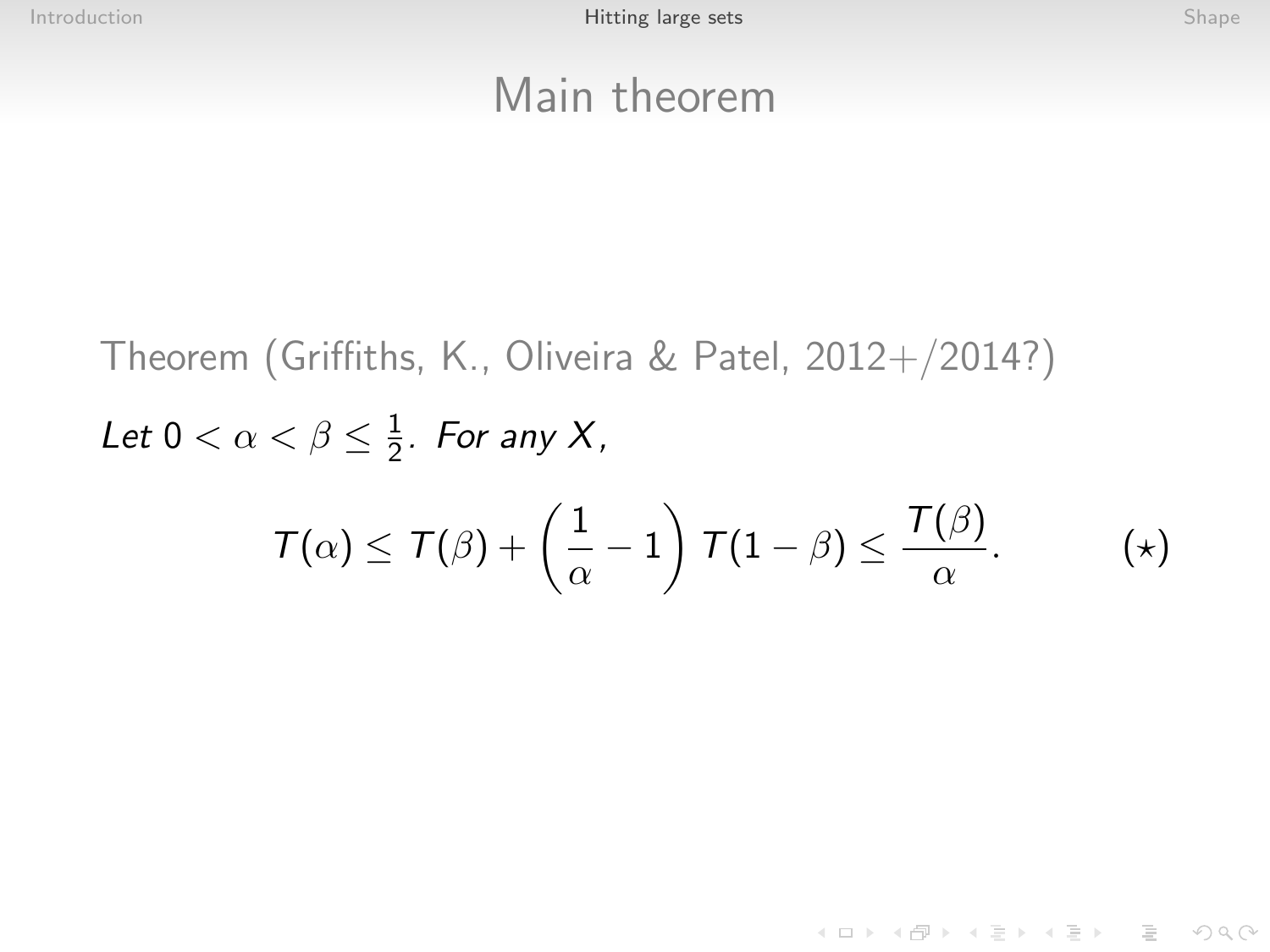# Main theorem

Theorem (Griffiths, K., Oliveira & Patel, 2012+/2014?)

*Let* $0 < \alpha < \beta \leq \frac{1}{2}$*. For any* $X$*,*

$$T(\alpha) \leq T(\beta) + \left(\frac{1}{\alpha} - 1\right) T(1-\beta) \leq \frac{T(\beta)}{\alpha}. \qquad (\star)$$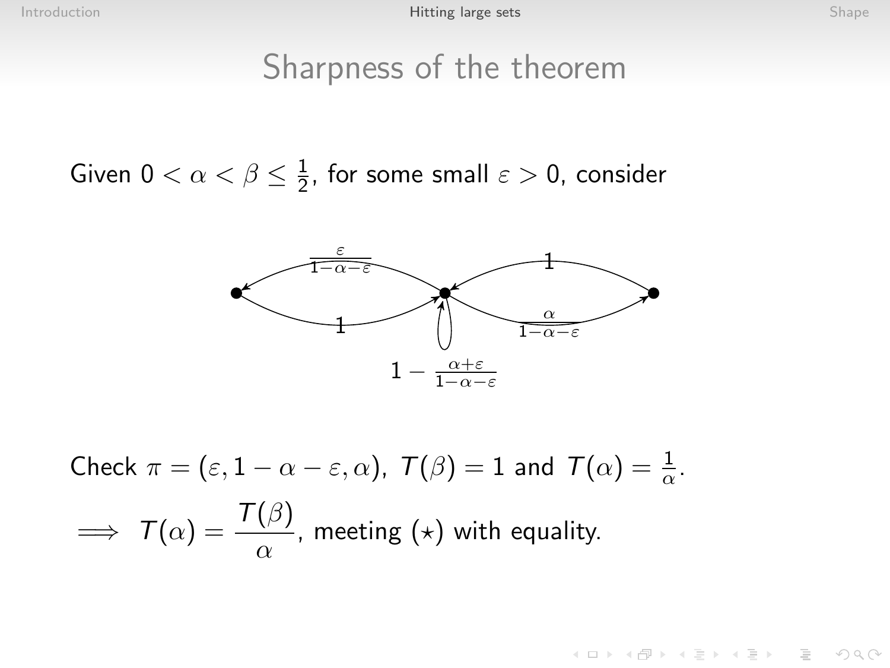# Sharpness of the theorem

Given $0 < \alpha < \beta \leq \frac{1}{2}$, for some small $\varepsilon > 0$, consider

$\frac{\varepsilon}{1-\alpha-\varepsilon}$ 1 1 $\frac{\alpha}{1-\alpha-\varepsilon}$

$1 - \frac{\alpha+\varepsilon}{1-\alpha-\varepsilon}$

Check $\pi = (\varepsilon, 1-\alpha-\varepsilon, \alpha)$, $T(\beta) = 1$ and $T(\alpha) = \frac{1}{\alpha}$.

$\implies T(\alpha) = \dfrac{T(\beta)}{\alpha}$, meeting $(\star)$ with equality.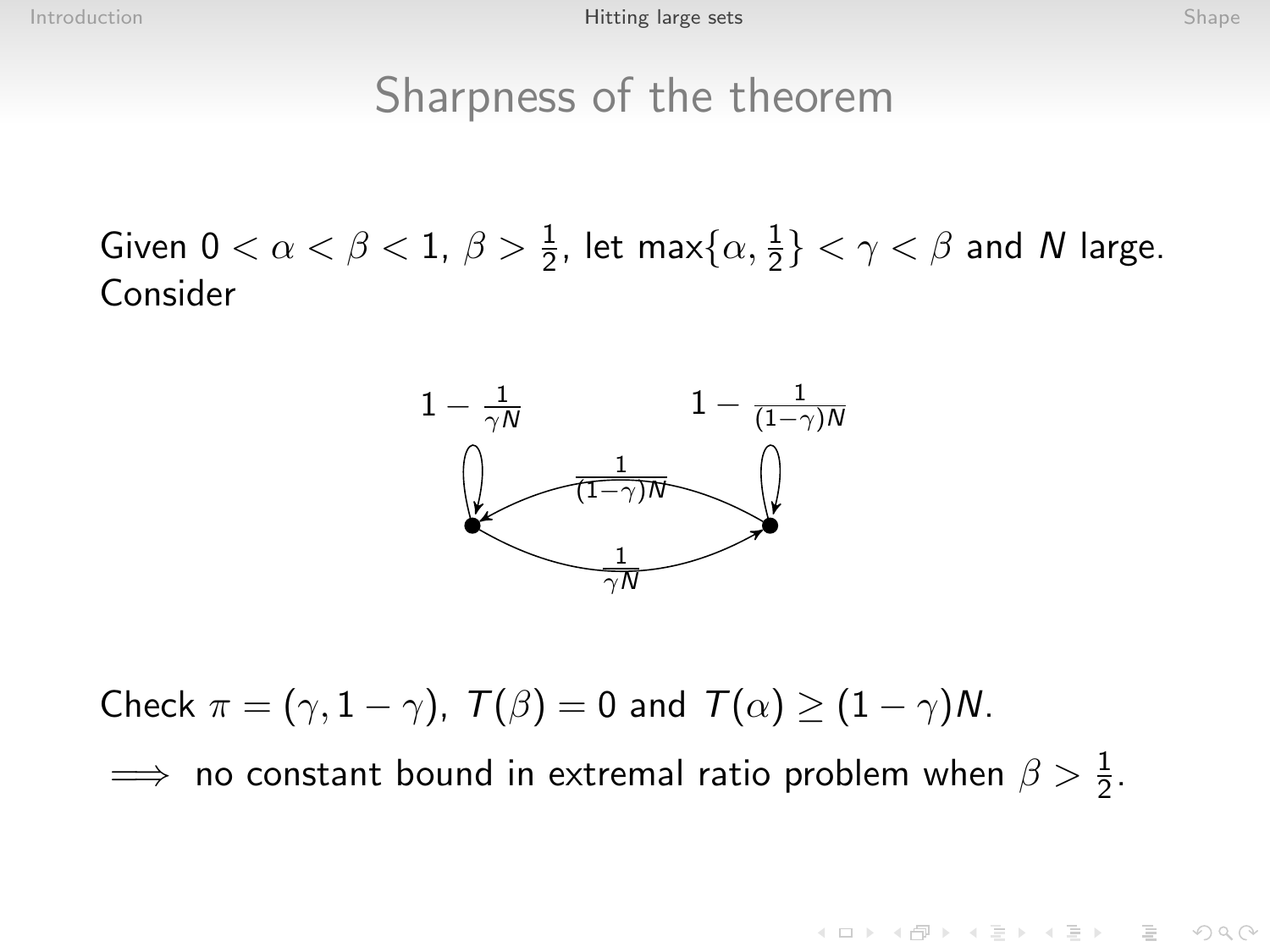# Sharpness of the theorem

Given $0 < \alpha < \beta < 1$, $\beta > \frac{1}{2}$, let $\max\{\alpha, \frac{1}{2}\} < \gamma < \beta$ and $N$ large. Consider

Check $\pi = (\gamma, 1-\gamma)$, $T(\beta) = 0$ and $T(\alpha) \geq (1-\gamma)N$.

$\implies$ no constant bound in extremal ratio problem when $\beta > \frac{1}{2}$.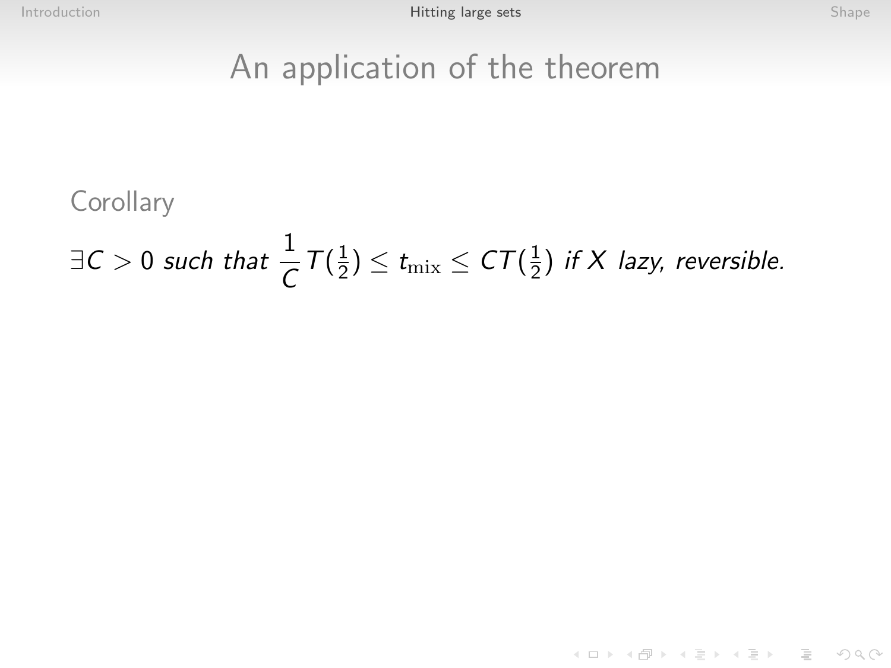# An application of the theorem

**Corollary**

*$\exists C > 0$ such that $\frac{1}{C} T(\frac{1}{2}) \leq t_{\text{mix}} \leq C T(\frac{1}{2})$ if $X$ lazy, reversible.*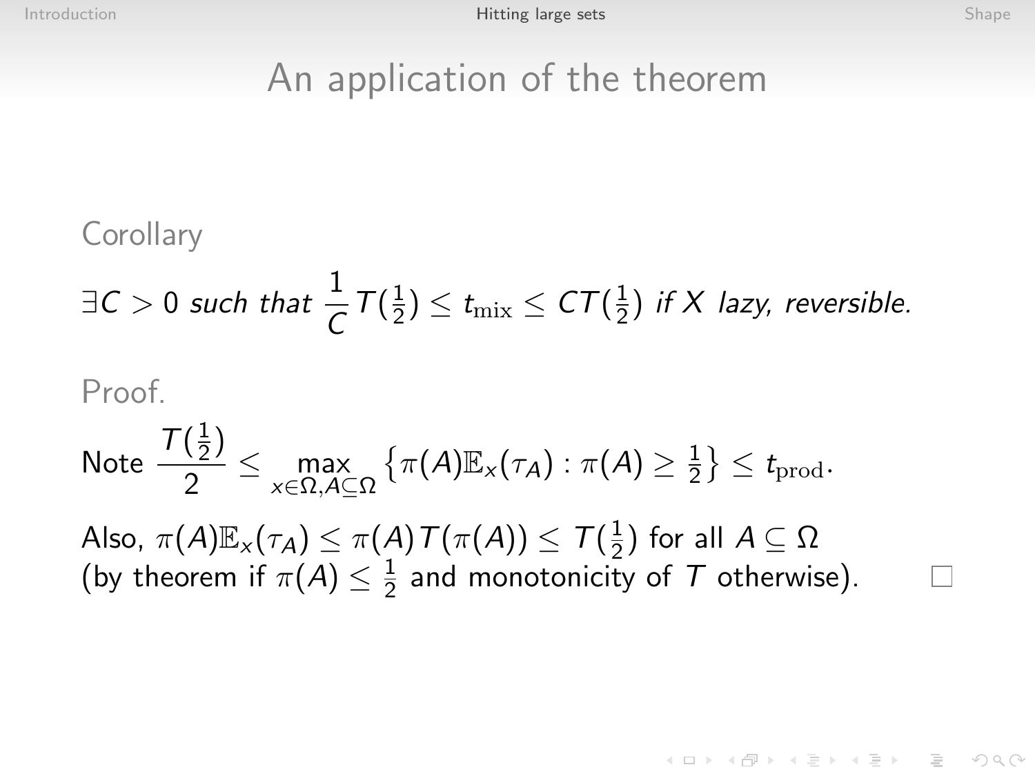# An application of the theorem

**Corollary**

*$\exists C > 0$ such that $\frac{1}{C} T(\frac{1}{2}) \le t_{\text{mix}} \le C T(\frac{1}{2})$ if $X$ lazy, reversible.*

**Proof.**

Note $\dfrac{T(\frac{1}{2})}{2} \le \max_{x \in \Omega, A \subseteq \Omega} \left\{ \pi(A) \mathbb{E}_x(\tau_A) : \pi(A) \ge \frac{1}{2} \right\} \le t_{\text{prod}}$.

Also, $\pi(A) \mathbb{E}_x(\tau_A) \le \pi(A) T(\pi(A)) \le T(\frac{1}{2})$ for all $A \subseteq \Omega$ (by theorem if $\pi(A) \le \frac{1}{2}$ and monotonicity of $T$ otherwise). □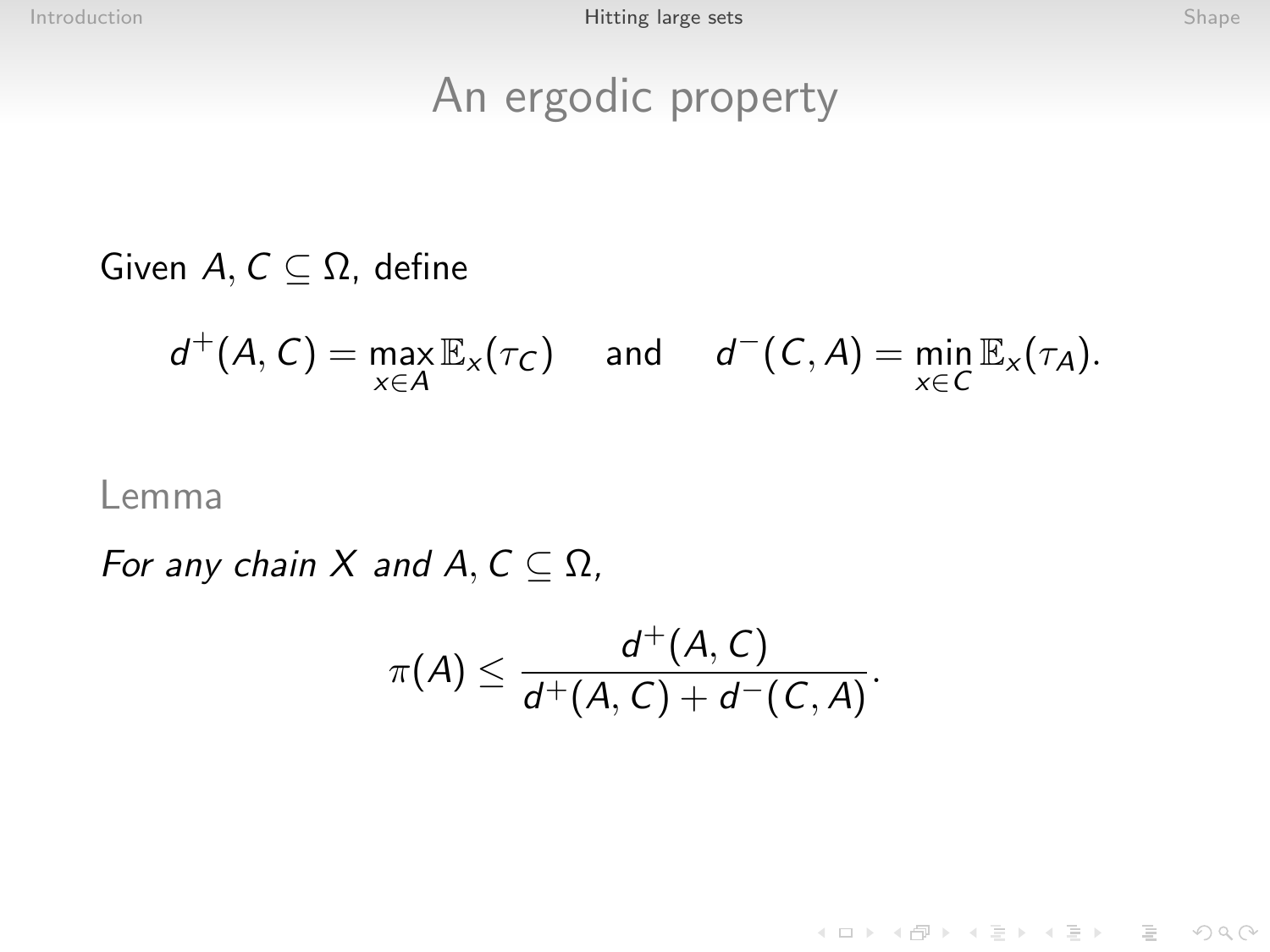# An ergodic property

Given $A, C \subseteq \Omega$, define

$$d^+(A, C) = \max_{x \in A} \mathbb{E}_x(\tau_C) \quad \text{and} \quad d^-(C, A) = \min_{x \in C} \mathbb{E}_x(\tau_A).$$

Lemma

*For any chain $X$ and $A, C \subseteq \Omega$,*

$$\pi(A) \leq \frac{d^+(A, C)}{d^+(A, C) + d^-(C, A)}.$$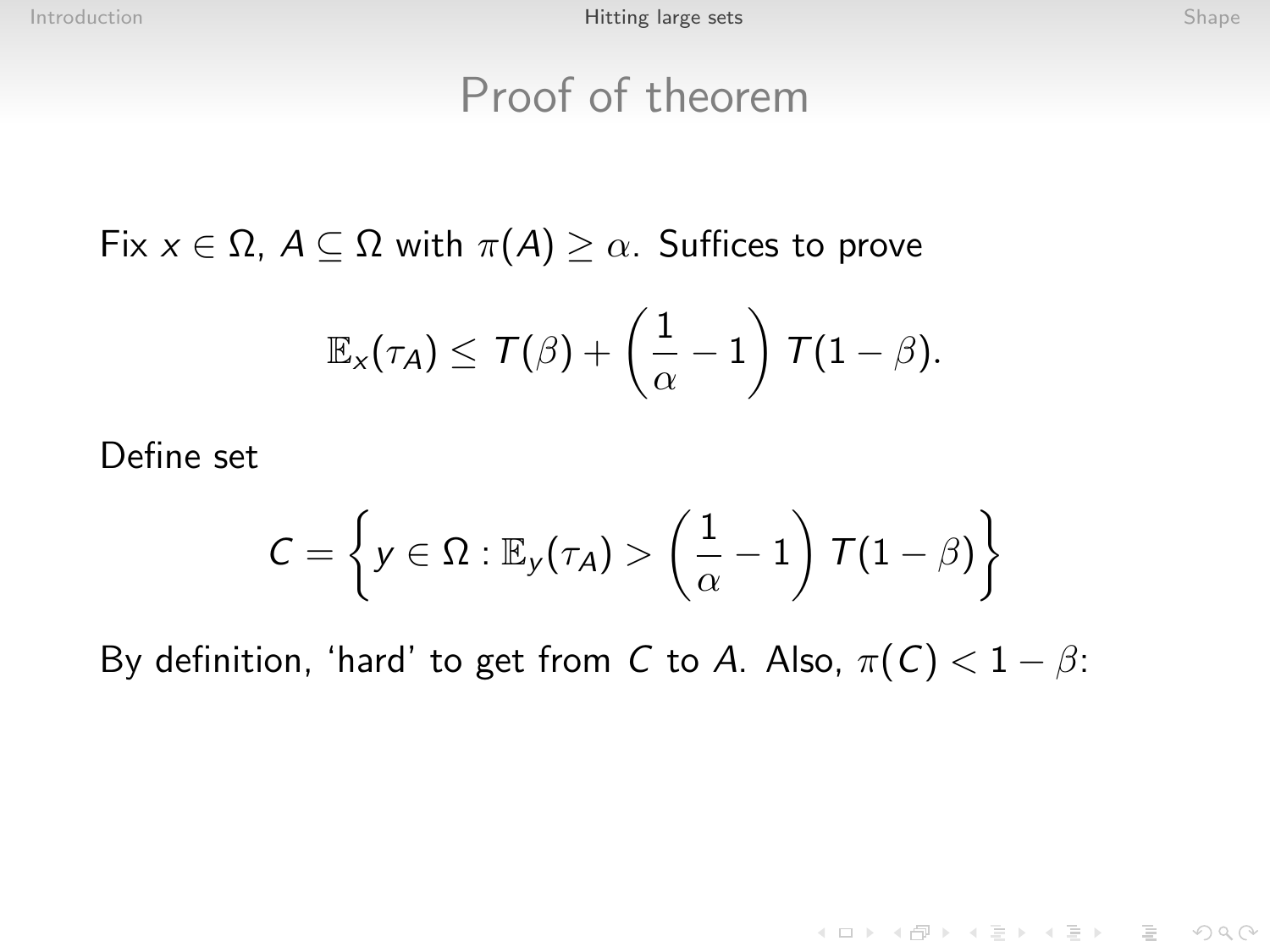# Proof of theorem

Fix $x \in \Omega$, $A \subseteq \Omega$ with $\pi(A) \geq \alpha$. Suffices to prove

$$\mathbb{E}_x(\tau_A) \leq T(\beta) + \left(\frac{1}{\alpha} - 1\right) T(1 - \beta).$$

Define set

$$C = \left\{ y \in \Omega : \mathbb{E}_y(\tau_A) > \left(\frac{1}{\alpha} - 1\right) T(1 - \beta) \right\}$$

By definition, 'hard' to get from $C$ to $A$. Also, $\pi(C) < 1 - \beta$: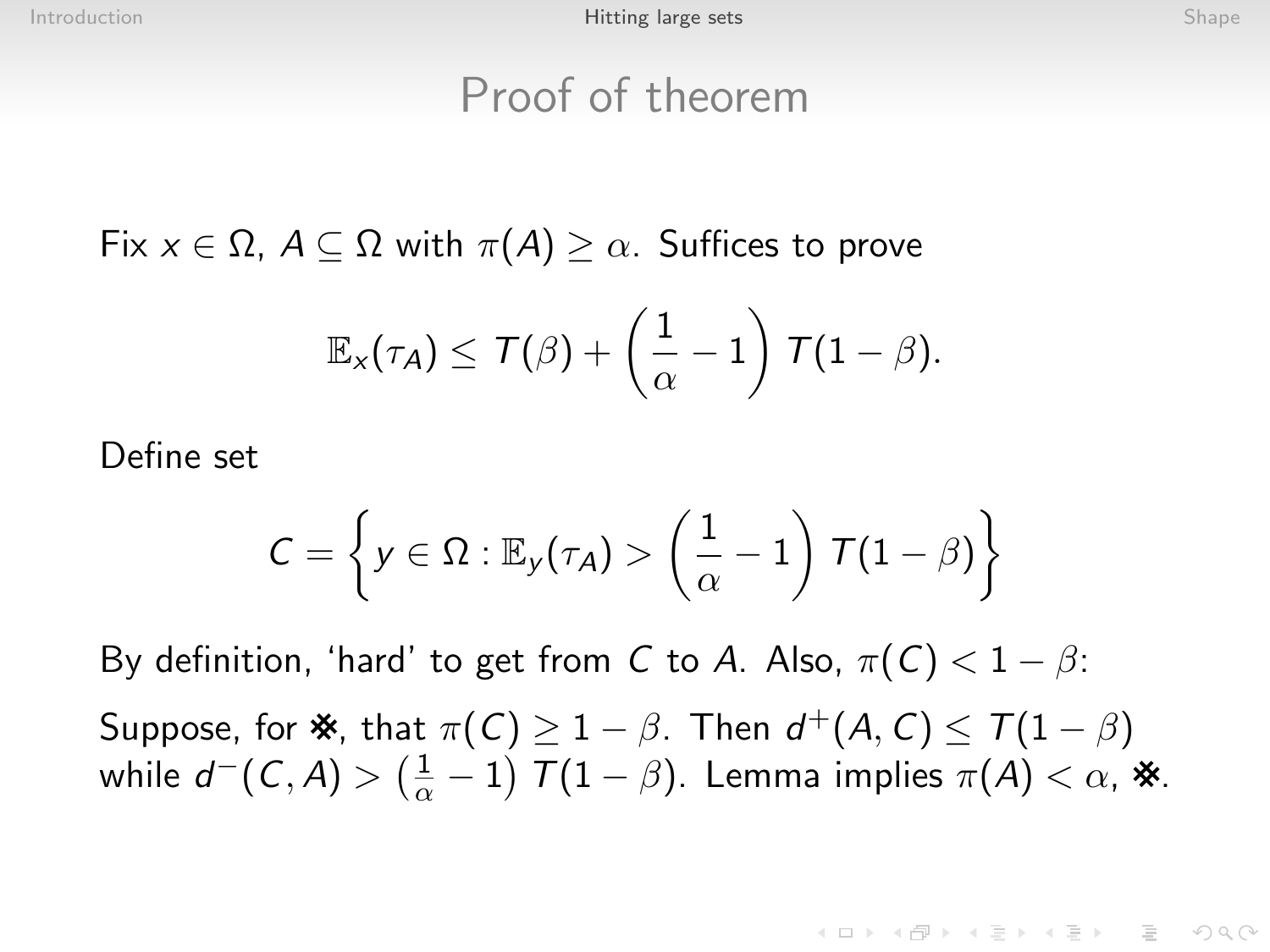# Proof of theorem

Fix $x \in \Omega$, $A \subseteq \Omega$ with $\pi(A) \geq \alpha$. Suffices to prove

$$\mathbb{E}_x(\tau_A) \leq T(\beta) + \left(\frac{1}{\alpha} - 1\right) T(1 - \beta).$$

Define set

$$C = \left\{ y \in \Omega : \mathbb{E}_y(\tau_A) > \left(\frac{1}{\alpha} - 1\right) T(1 - \beta) \right\}$$

By definition, 'hard' to get from $C$ to $A$. Also, $\pi(C) < 1 - \beta$:

Suppose, for ※, that $\pi(C) \geq 1 - \beta$. Then $d^+(A, C) \leq T(1 - \beta)$ while $d^-(C, A) > \left(\frac{1}{\alpha} - 1\right) T(1 - \beta)$. Lemma implies $\pi(A) < \alpha$, ※.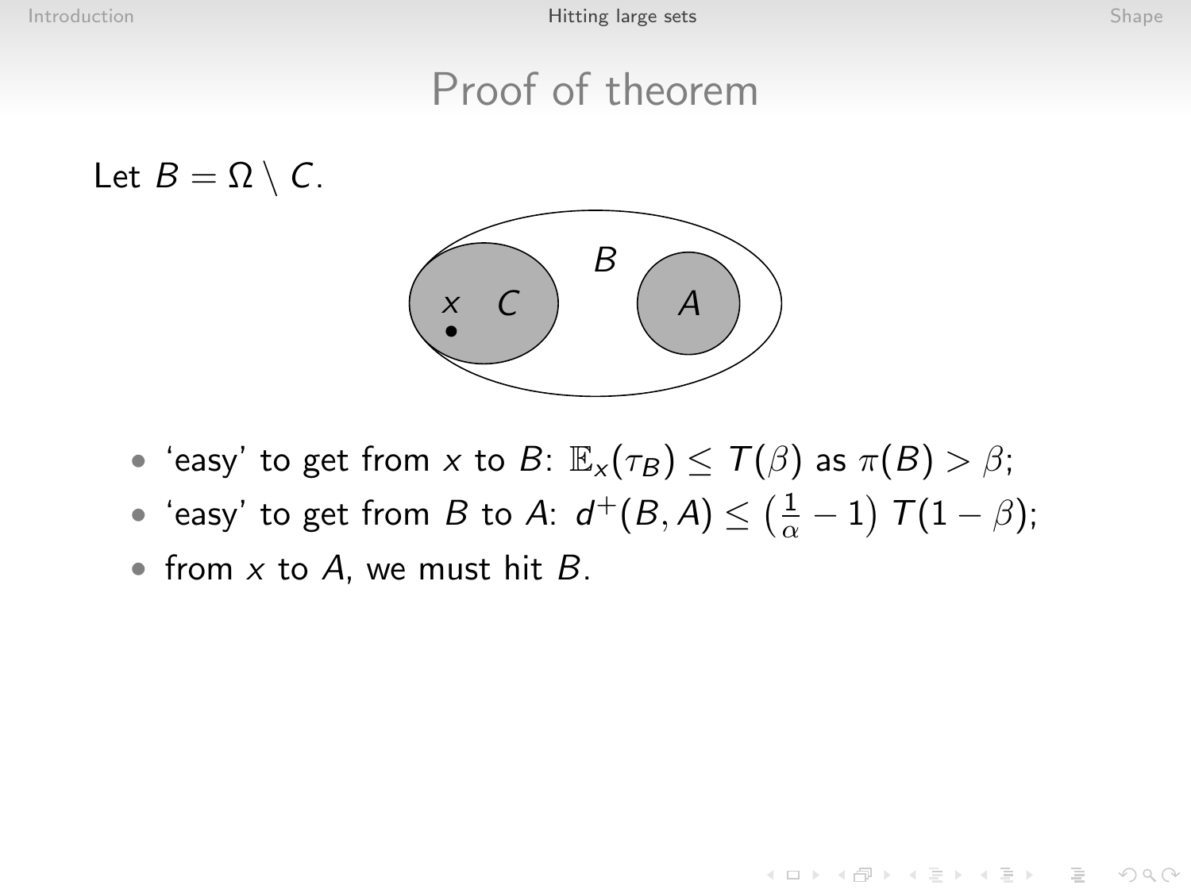# Proof of theorem

Let $B = \Omega \setminus C$.

- 'easy' to get from $x$ to $B$: $\mathbb{E}_x(\tau_B) \leq T(\beta)$ as $\pi(B) > \beta$;
- 'easy' to get from $B$ to $A$: $d^+(B, A) \leq \left(\frac{1}{\alpha} - 1\right) T(1 - \beta)$;
- from $x$ to $A$, we must hit $B$.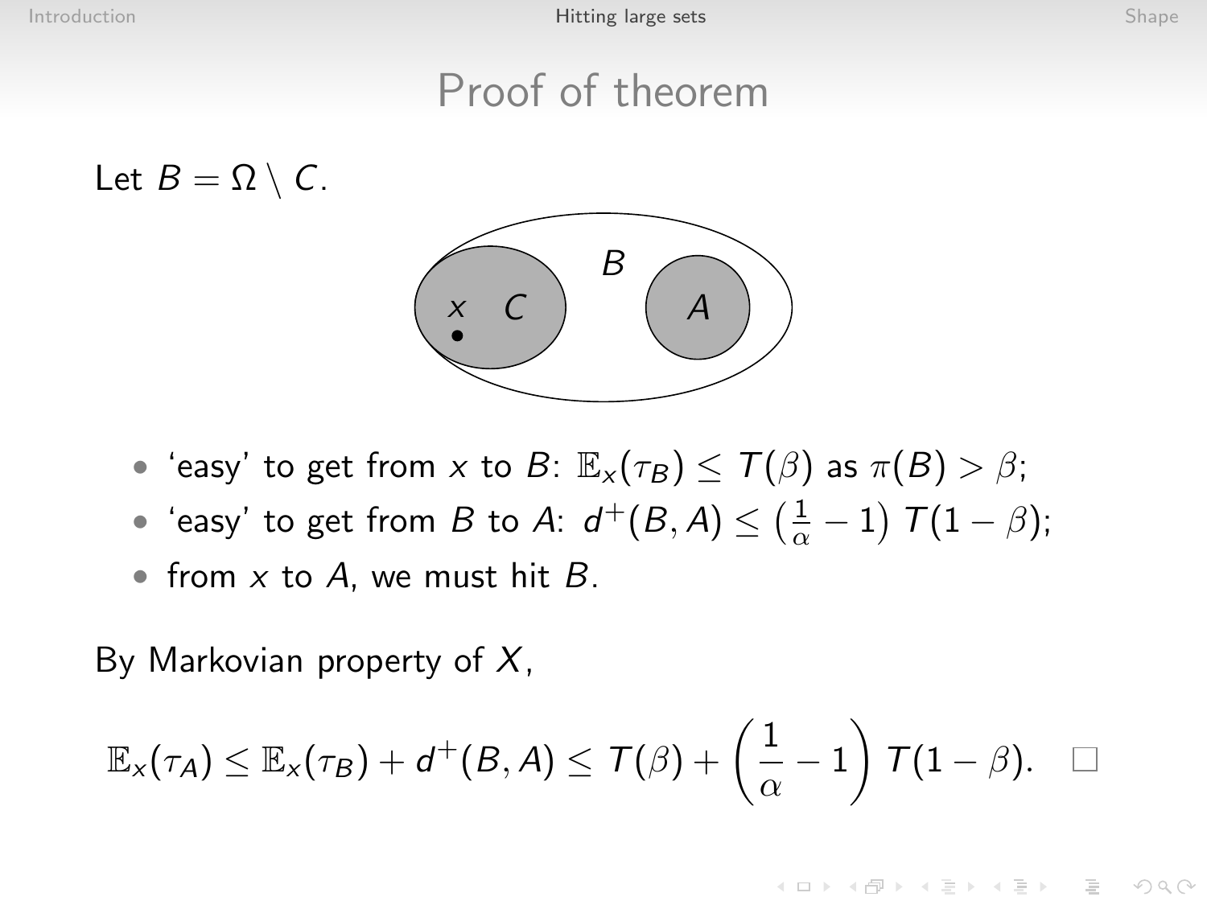# Proof of theorem

Let $B = \Omega \setminus C$.

- 'easy' to get from $x$ to $B$: $\mathbb{E}_x(\tau_B) \leq T(\beta)$ as $\pi(B) > \beta$;
- 'easy' to get from $B$ to $A$: $d^+(B, A) \leq \left(\frac{1}{\alpha} - 1\right) T(1 - \beta)$;
- from $x$ to $A$, we must hit $B$.

By Markovian property of $X$,

$$\mathbb{E}_x(\tau_A) \leq \mathbb{E}_x(\tau_B) + d^+(B, A) \leq T(\beta) + \left(\frac{1}{\alpha} - 1\right) T(1 - \beta). \quad \square$$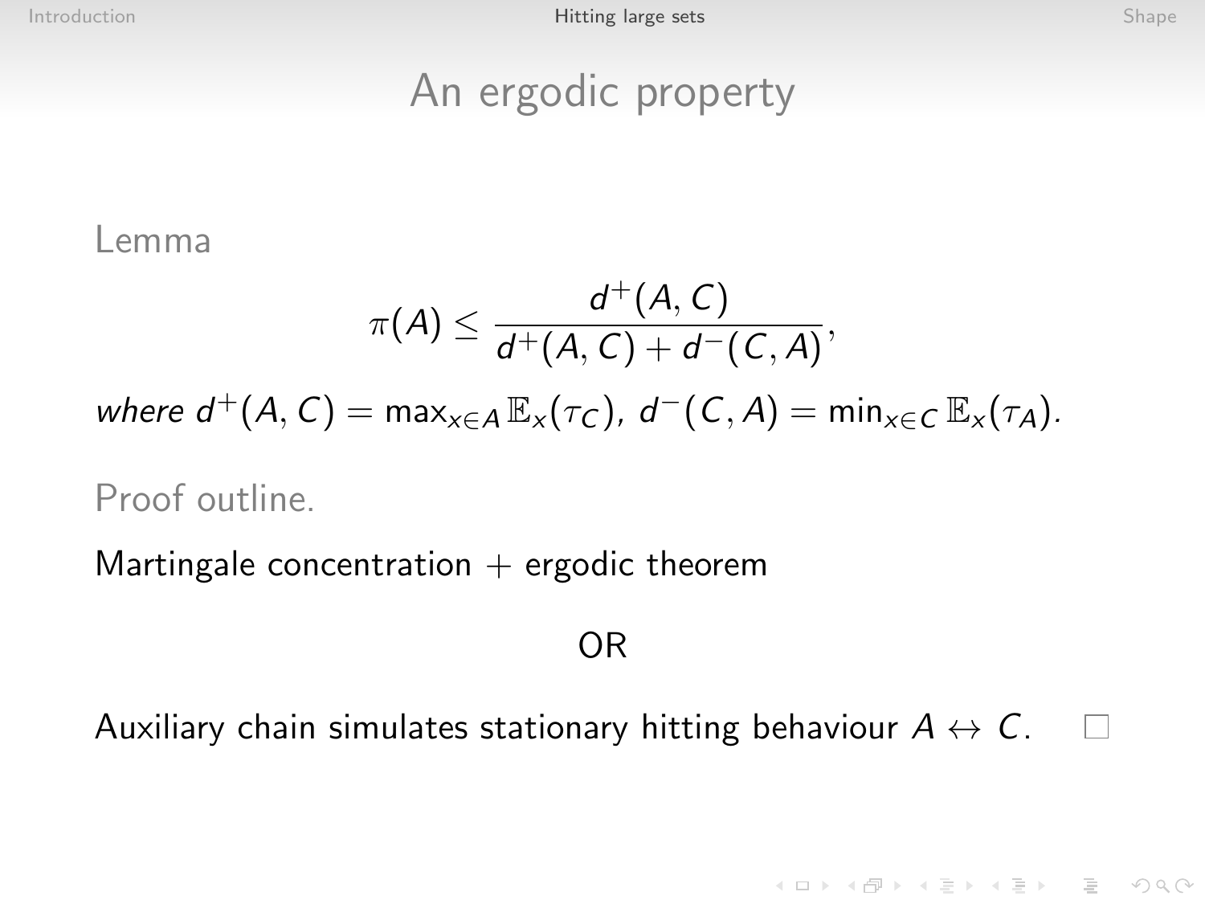# An ergodic property

Lemma

$$\pi(A) \leq \frac{d^+(A, C)}{d^+(A, C) + d^-(C, A)},$$

*where* $d^+(A, C) = \max_{x \in A} \mathbb{E}_x(\tau_C)$*,* $d^-(C, A) = \min_{x \in C} \mathbb{E}_x(\tau_A)$*.*

Proof outline.

Martingale concentration + ergodic theorem

OR

Auxiliary chain simulates stationary hitting behaviour $A \leftrightarrow C$. □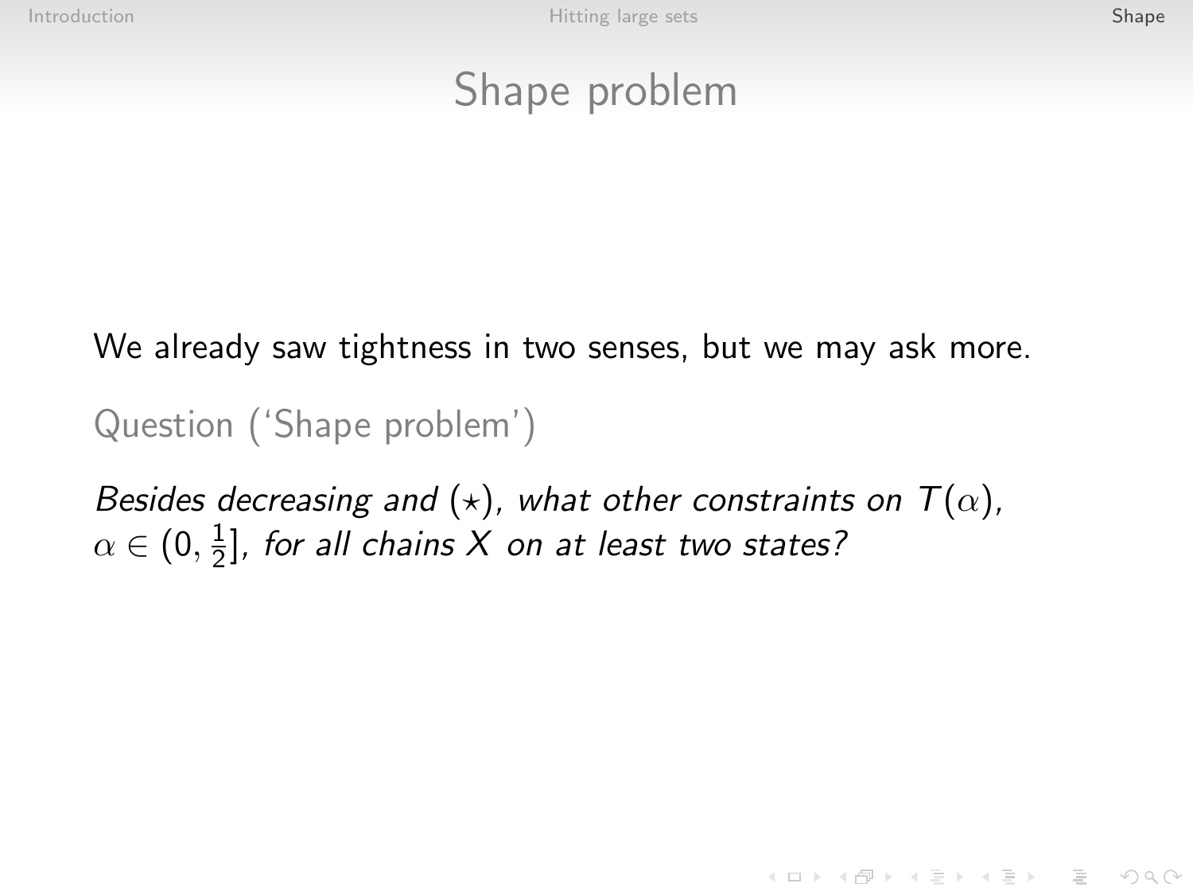# Shape problem

We already saw tightness in two senses, but we may ask more.

Question ('Shape problem')

*Besides decreasing and* $(\star)$*, what other constraints on* $T(\alpha)$*,* $\alpha \in (0, \frac{1}{2}]$*, for all chains* $X$ *on at least two states?*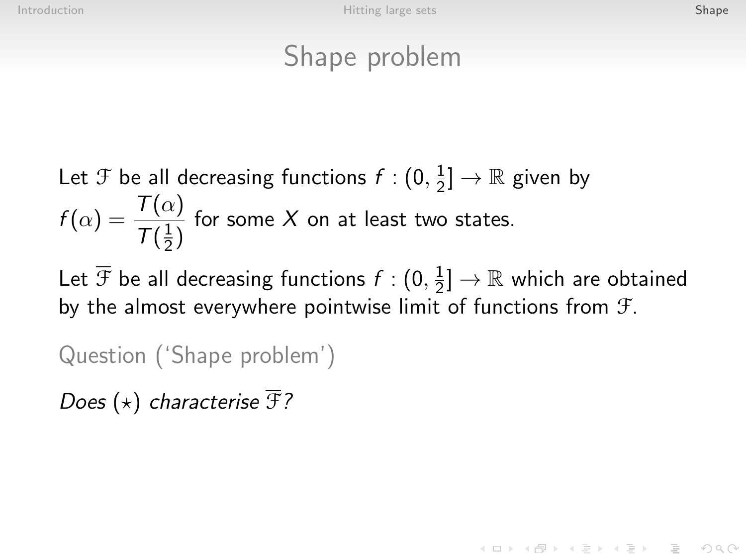# Shape problem

Let $\mathcal{F}$ be all decreasing functions $f : (0, \frac{1}{2}] \to \mathbb{R}$ given by $f(\alpha) = \dfrac{T(\alpha)}{T(\frac{1}{2})}$ for some $X$ on at least two states.

Let $\overline{\mathcal{F}}$ be all decreasing functions $f : (0, \frac{1}{2}] \to \mathbb{R}$ which are obtained by the almost everywhere pointwise limit of functions from $\mathcal{F}$.

Question ('Shape problem')

*Does* $(\star)$ *characterise* $\overline{\mathcal{F}}$*?*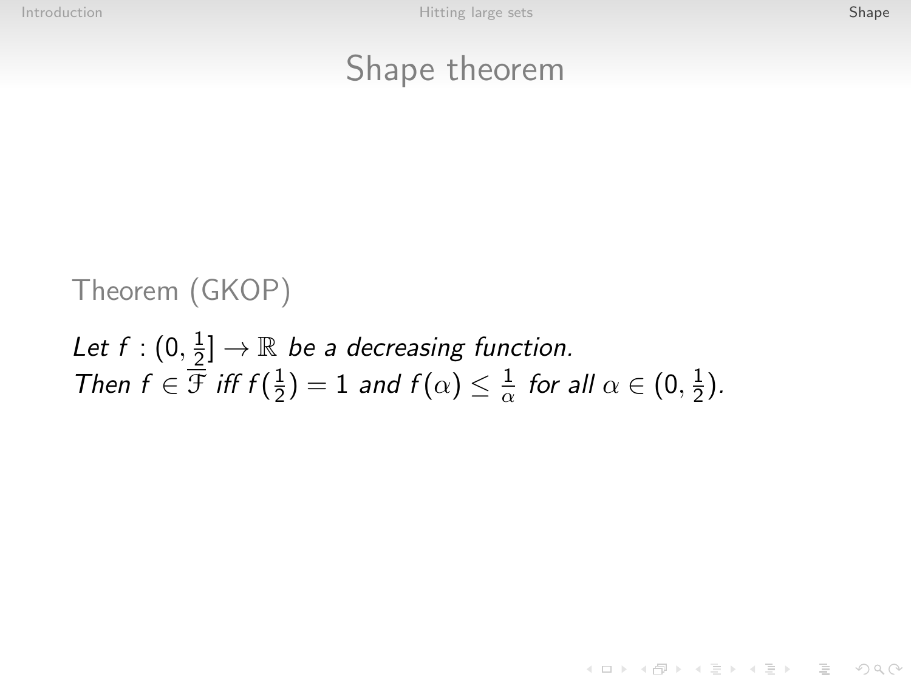# Shape theorem

Theorem (GKOP)

*Let* $f : (0, \frac{1}{2}] \to \mathbb{R}$ *be a decreasing function.*
*Then* $f \in \overline{\mathfrak{F}}$ *iff* $f(\frac{1}{2}) = 1$ *and* $f(\alpha) \leq \frac{1}{\alpha}$ *for all* $\alpha \in (0, \frac{1}{2})$*.*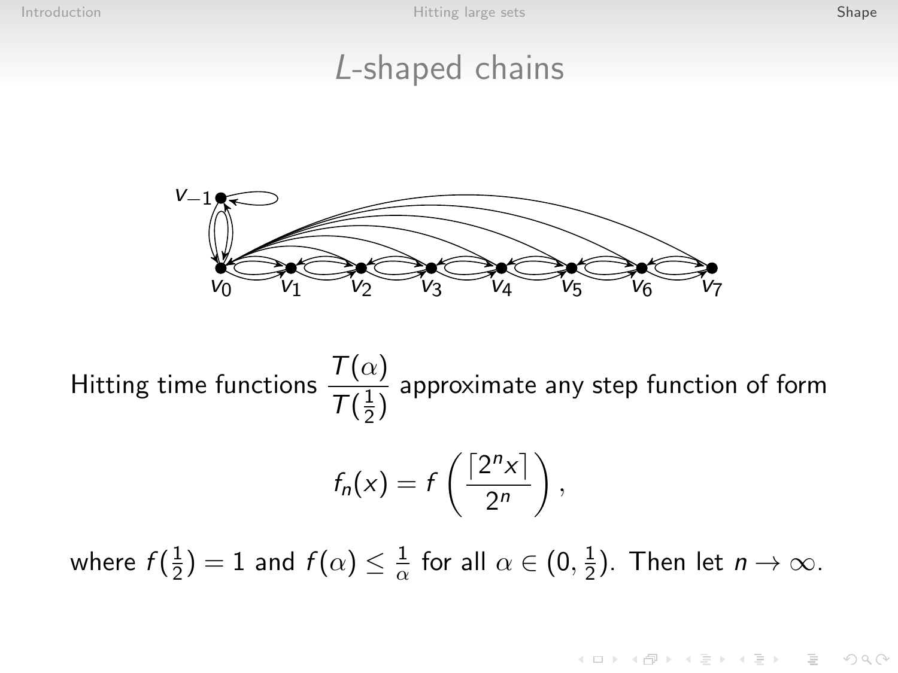# *L*-shaped chains

Hitting time functions $\dfrac{T(\alpha)}{T(\frac{1}{2})}$ approximate any step function of form

$$f_n(x) = f\left(\frac{\lceil 2^n x \rceil}{2^n}\right),$$

where $f(\frac{1}{2}) = 1$ and $f(\alpha) \leq \frac{1}{\alpha}$ for all $\alpha \in (0, \frac{1}{2})$. Then let $n \to \infty$.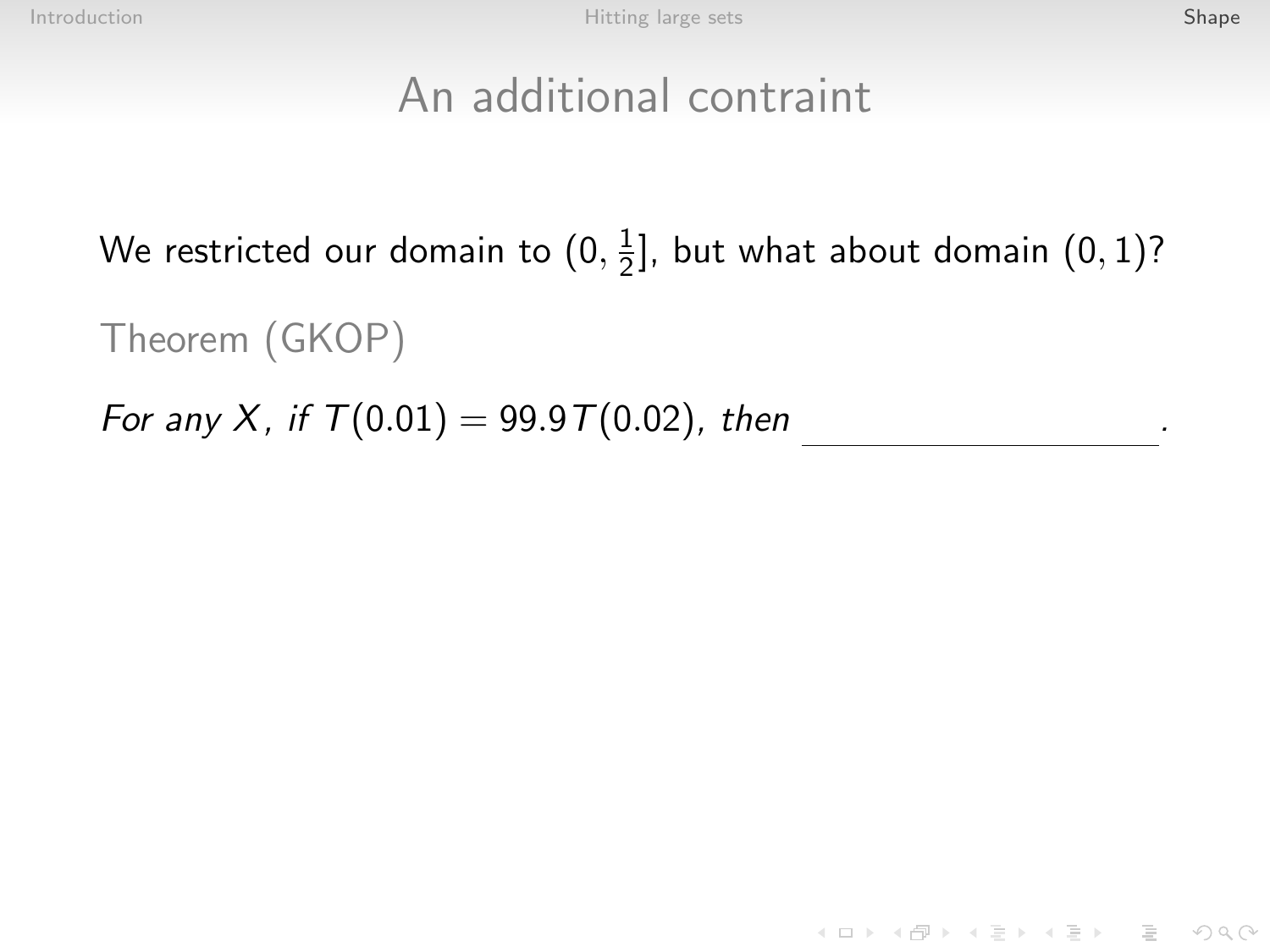# An additional contraint

We restricted our domain to $(0, \frac{1}{2}]$, but what about domain $(0, 1)$?

Theorem (GKOP)

*For any $X$, if $T(0.01) = 99.9T(0.02)$, then* ____________________.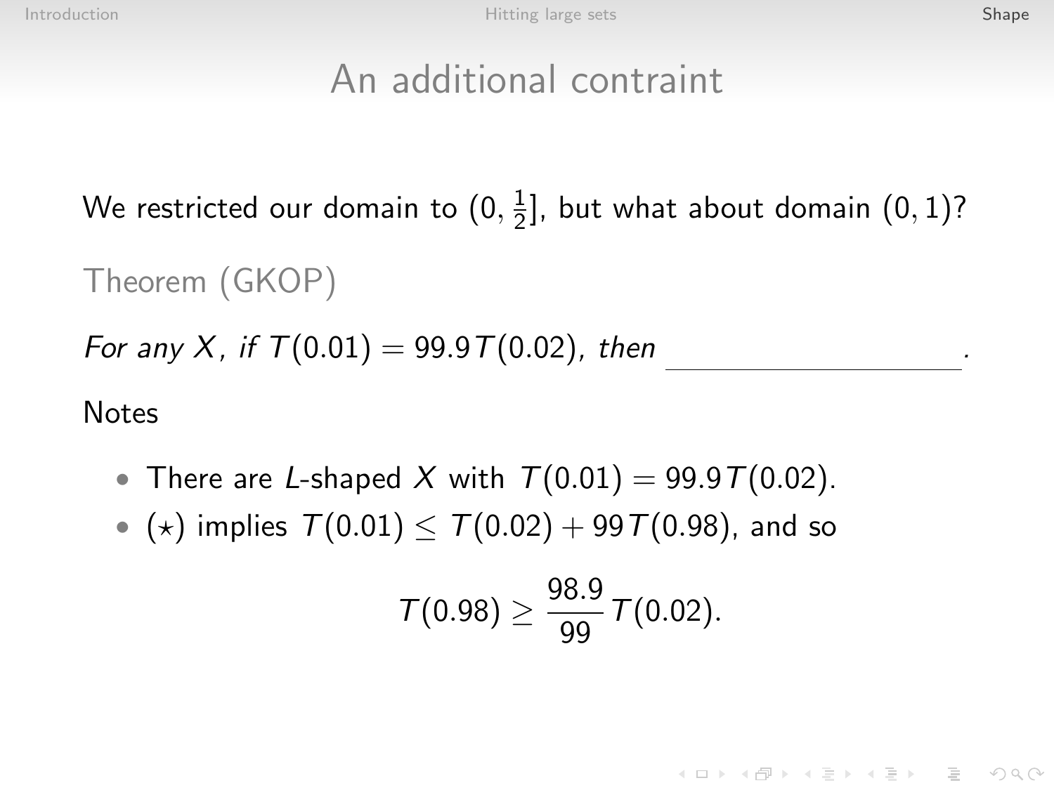# An additional contraint

We restricted our domain to $(0, \frac{1}{2}]$, but what about domain $(0, 1)$?

Theorem (GKOP)

*For any $X$, if $T(0.01) = 99.9T(0.02)$, then* \_\_\_\_\_\_\_\_\_\_\_\_\_\_\_\_\_\_\_\_.

Notes

- There are $L$-shaped $X$ with $T(0.01) = 99.9T(0.02)$.
- $(\star)$ implies $T(0.01) \leq T(0.02) + 99T(0.98)$, and so

$$T(0.98) \geq \frac{98.9}{99} T(0.02).$$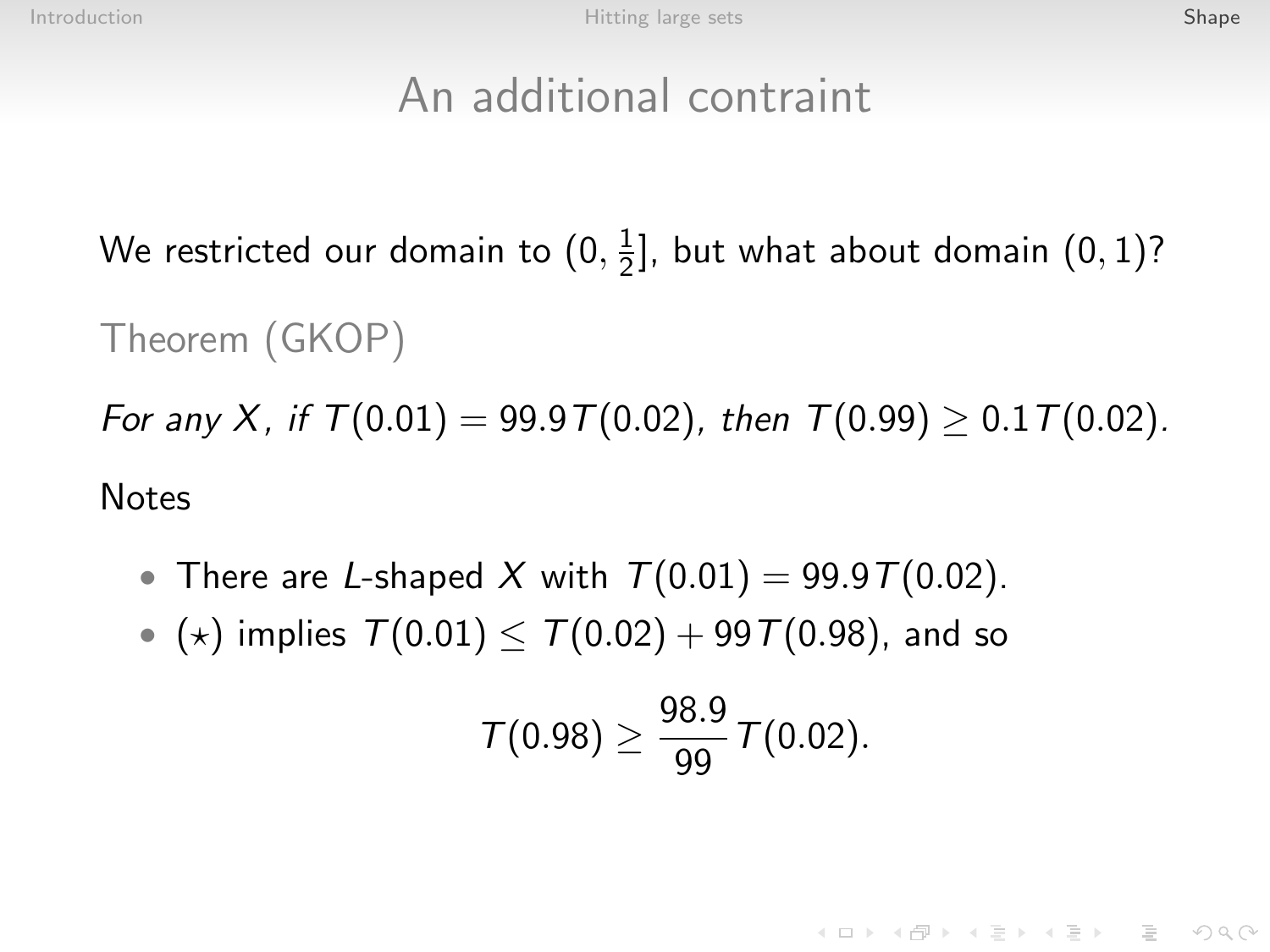## An additional contraint

We restricted our domain to $(0, \frac{1}{2}]$, but what about domain $(0, 1)$?

Theorem (GKOP)

*For any $X$, if $T(0.01) = 99.9\,T(0.02)$, then $T(0.99) \geq 0.1\,T(0.02)$.*

Notes

- There are $L$-shaped $X$ with $T(0.01) = 99.9\,T(0.02)$.
- $(\star)$ implies $T(0.01) \leq T(0.02) + 99\,T(0.98)$, and so

$$T(0.98) \geq \frac{98.9}{99} T(0.02).$$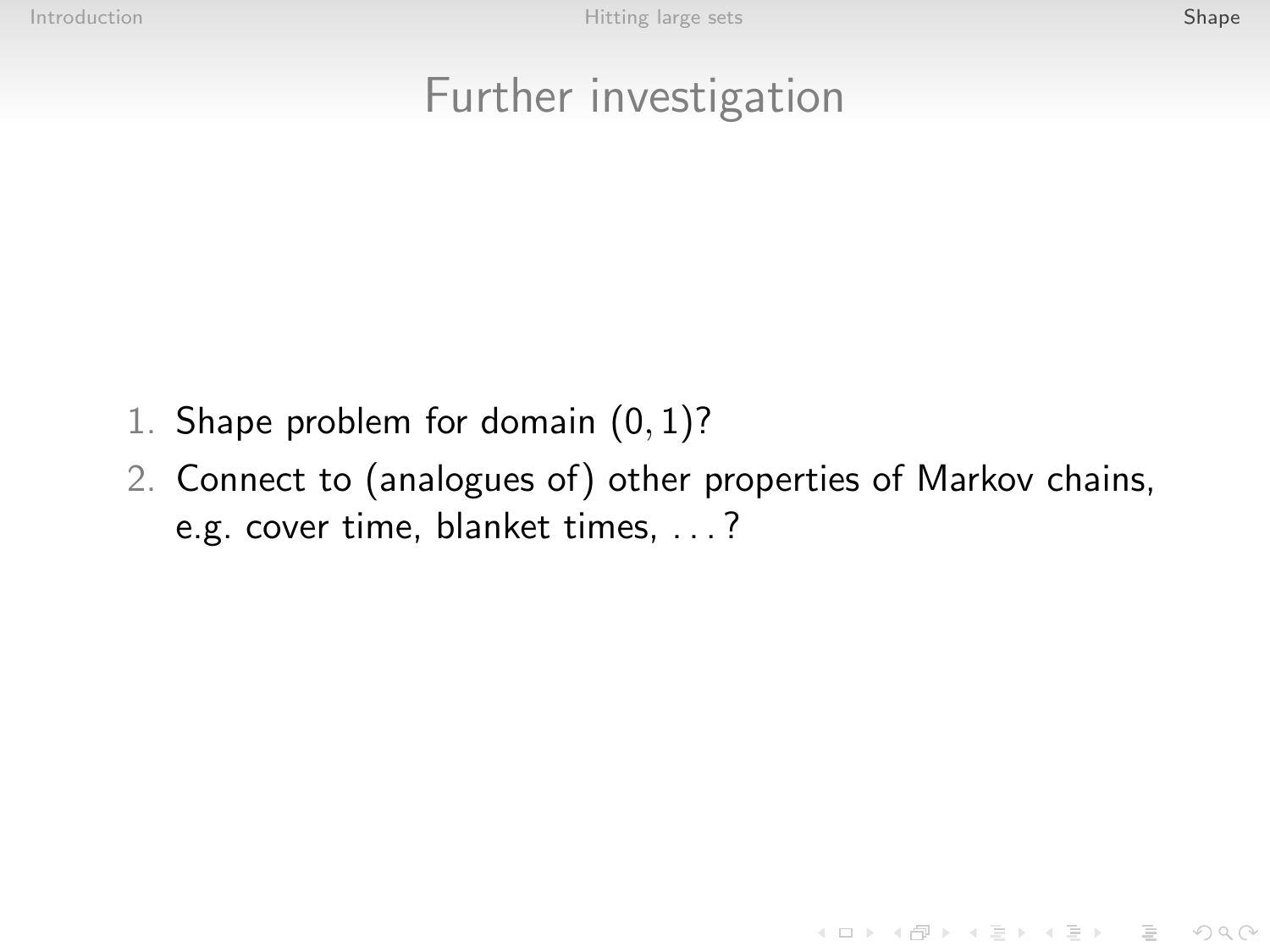# Further investigation

1. Shape problem for domain $(0, 1)$?
2. Connect to (analogues of) other properties of Markov chains, e.g. cover time, blanket times, . . . ?